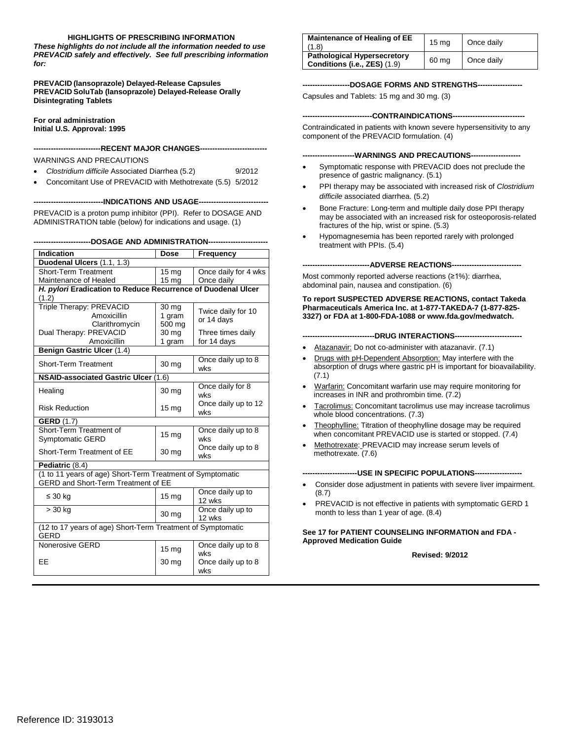**HIGHLIGHTS OF PRESCRIBING INFORMATION**

***These highlights do not include all the information needed to use PREVACID safely and effectively. See full prescribing information for:***

**PREVACID (lansoprazole) Delayed-Release Capsules**
**PREVACID SoluTab (lansoprazole) Delayed-Release Orally Disintegrating Tablets**

**For oral administration**
**Initial U.S. Approval: 1995**

**----------------------------RECENT MAJOR CHANGES----------------------------**

WARNINGS AND PRECAUTIONS

- *Clostridium difficile* Associated Diarrhea (5.2) 9/2012
- Concomitant Use of PREVACID with Methotrexate (5.5) 5/2012

**----------------------------INDICATIONS AND USAGE----------------------------**

PREVACID is a proton pump inhibitor (PPI). Refer to DOSAGE AND ADMINISTRATION table (below) for indications and usage. (1)

**-----------------------DOSAGE AND ADMINISTRATION-----------------------**

| Indication | Dose | Frequency |
|---|---|---|
| **Duodenal Ulcers** (1.1, 1.3) | | |
| Short-Term Treatment | 15 mg | Once daily for 4 wks |
| Maintenance of Healed | 15 mg | Once daily |
| ***H. pylori*** **Eradication to Reduce Recurrence of Duodenal Ulcer** (1.2) | | |
| Triple Therapy: PREVACID<br>Amoxicillin<br>Clarithromycin | 30 mg<br>1 gram<br>500 mg | Twice daily for 10 or 14 days |
| Dual Therapy: PREVACID<br>Amoxicillin | 30 mg<br>1 gram | Three times daily for 14 days |
| **Benign Gastric Ulcer** (1.4) | | |
| Short-Term Treatment | 30 mg | Once daily up to 8 wks |
| **NSAID-associated Gastric Ulcer** (1.6) | | |
| Healing | 30 mg | Once daily for 8 wks |
| Risk Reduction | 15 mg | Once daily up to 12 wks |
| **GERD** (1.7) | | |
| Short-Term Treatment of Symptomatic GERD | 15 mg | Once daily up to 8 wks |
| Short-Term Treatment of EE | 30 mg | Once daily up to 8 wks |
| **Pediatric** (8.4) | | |
| (1 to 11 years of age) Short-Term Treatment of Symptomatic GERD and Short-Term Treatment of EE | | |
| ≤ 30 kg | 15 mg | Once daily up to 12 wks |
| > 30 kg | 30 mg | Once daily up to 12 wks |
| (12 to 17 years of age) Short-Term Treatment of Symptomatic GERD | | |
| Nonerosive GERD | 15 mg | Once daily up to 8 wks |
| EE | 30 mg | Once daily up to 8 wks |
| **Maintenance of Healing of EE** (1.8) | 15 mg | Once daily |
| **Pathological Hypersecretory Conditions (i.e., ZES)** (1.9) | 60 mg | Once daily |

**-------------------DOSAGE FORMS AND STRENGTHS------------------**

Capsules and Tablets: 15 mg and 30 mg. (3)

**----------------------------CONTRAINDICATIONS----------------------------**

Contraindicated in patients with known severe hypersensitivity to any component of the PREVACID formulation. (4)

**---------------------WARNINGS AND PRECAUTIONS--------------------**

- Symptomatic response with PREVACID does not preclude the presence of gastric malignancy. (5.1)
- PPI therapy may be associated with increased risk of *Clostridium difficile* associated diarrhea. (5.2)
- Bone Fracture: Long-term and multiple daily dose PPI therapy may be associated with an increased risk for osteoporosis-related fractures of the hip, wrist or spine. (5.3)
- Hypomagnesemia has been reported rarely with prolonged treatment with PPIs. (5.4)

**---------------------------ADVERSE REACTIONS----------------------------**

Most commonly reported adverse reactions (≥1%): diarrhea, abdominal pain, nausea and constipation. (6)

**To report SUSPECTED ADVERSE REACTIONS, contact Takeda Pharmaceuticals America Inc. at 1-877-TAKEDA-7 (1-877-825-3327) or FDA at 1-800-FDA-1088 or www.fda.gov/medwatch.**

**-----------------------------DRUG INTERACTIONS---------------------------**

- Atazanavir: Do not co-administer with atazanavir. (7.1)
- Drugs with pH-Dependent Absorption: May interfere with the absorption of drugs where gastric pH is important for bioavailability. (7.1)
- Warfarin: Concomitant warfarin use may require monitoring for increases in INR and prothrombin time. (7.2)
- Tacrolimus: Concomitant tacrolimus use may increase tacrolimus whole blood concentrations. (7.3)
- Theophylline: Titration of theophylline dosage may be required when concomitant PREVACID use is started or stopped. (7.4)
- Methotrexate: PREVACID may increase serum levels of methotrexate. (7.6)

**----------------------USE IN SPECIFIC POPULATIONS-------------------**

- Consider dose adjustment in patients with severe liver impairment. (8.7)
- PREVACID is not effective in patients with symptomatic GERD 1 month to less than 1 year of age. (8.4)

**See 17 for PATIENT COUNSELING INFORMATION and FDA - Approved Medication Guide**

**Revised: 9/2012**

Reference ID: 3193013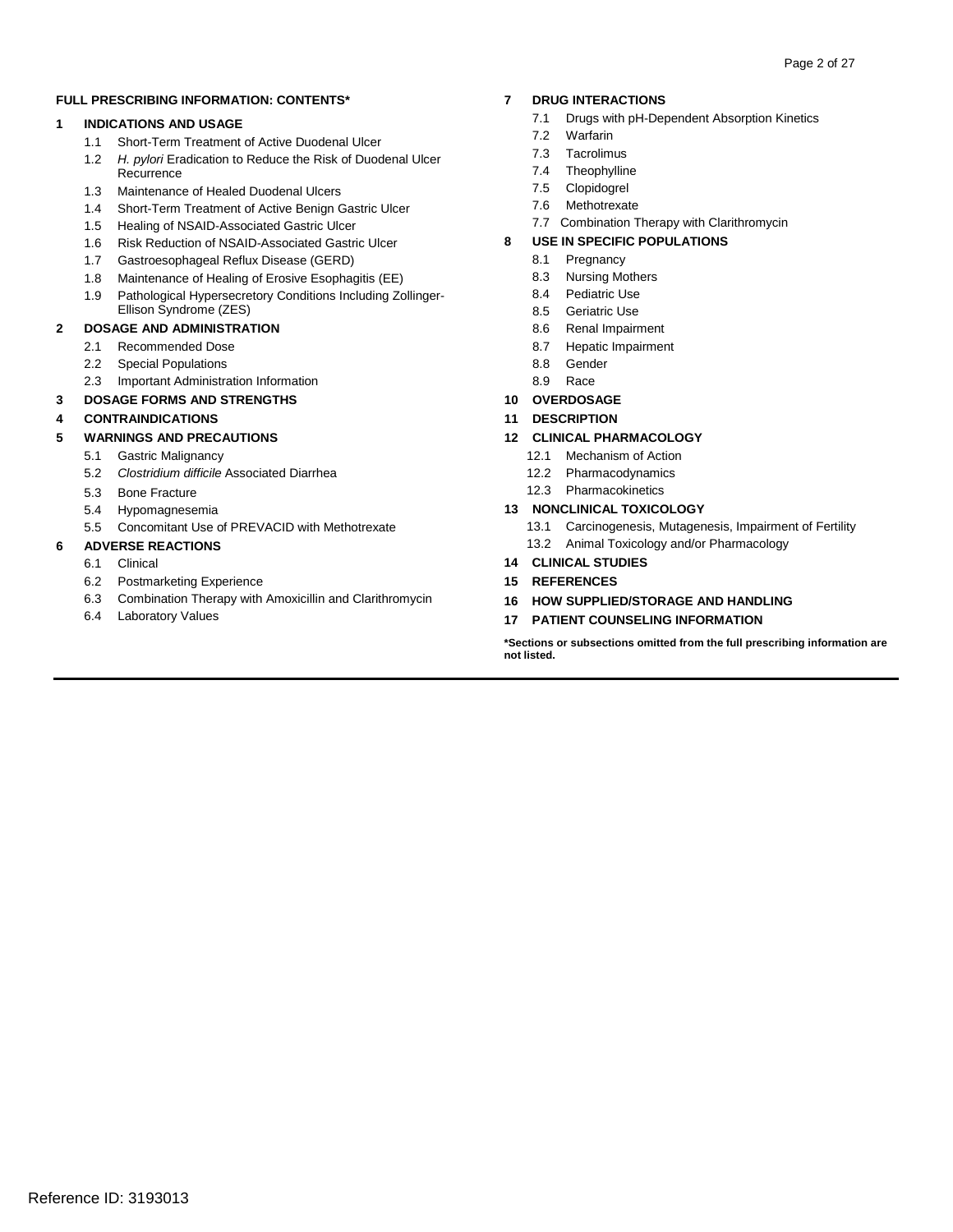**FULL PRESCRIBING INFORMATION: CONTENTS***

**1 INDICATIONS AND USAGE**
- 1.1 Short-Term Treatment of Active Duodenal Ulcer
- 1.2 *H. pylori* Eradication to Reduce the Risk of Duodenal Ulcer Recurrence
- 1.3 Maintenance of Healed Duodenal Ulcers
- 1.4 Short-Term Treatment of Active Benign Gastric Ulcer
- 1.5 Healing of NSAID-Associated Gastric Ulcer
- 1.6 Risk Reduction of NSAID-Associated Gastric Ulcer
- 1.7 Gastroesophageal Reflux Disease (GERD)
- 1.8 Maintenance of Healing of Erosive Esophagitis (EE)
- 1.9 Pathological Hypersecretory Conditions Including Zollinger-Ellison Syndrome (ZES)

**2 DOSAGE AND ADMINISTRATION**
- 2.1 Recommended Dose
- 2.2 Special Populations
- 2.3 Important Administration Information

**3 DOSAGE FORMS AND STRENGTHS**

**4 CONTRAINDICATIONS**

**5 WARNINGS AND PRECAUTIONS**
- 5.1 Gastric Malignancy
- 5.2 *Clostridium difficile* Associated Diarrhea
- 5.3 Bone Fracture
- 5.4 Hypomagnesemia
- 5.5 Concomitant Use of PREVACID with Methotrexate

**6 ADVERSE REACTIONS**
- 6.1 Clinical
- 6.2 Postmarketing Experience
- 6.3 Combination Therapy with Amoxicillin and Clarithromycin
- 6.4 Laboratory Values

**7 DRUG INTERACTIONS**
- 7.1 Drugs with pH-Dependent Absorption Kinetics
- 7.2 Warfarin
- 7.3 Tacrolimus
- 7.4 Theophylline
- 7.5 Clopidogrel
- 7.6 Methotrexate
- 7.7 Combination Therapy with Clarithromycin

**8 USE IN SPECIFIC POPULATIONS**
- 8.1 Pregnancy
- 8.3 Nursing Mothers
- 8.4 Pediatric Use
- 8.5 Geriatric Use
- 8.6 Renal Impairment
- 8.7 Hepatic Impairment
- 8.8 Gender
- 8.9 Race

**10 OVERDOSAGE**

**11 DESCRIPTION**

**12 CLINICAL PHARMACOLOGY**
- 12.1 Mechanism of Action
- 12.2 Pharmacodynamics
- 12.3 Pharmacokinetics

**13 NONCLINICAL TOXICOLOGY**
- 13.1 Carcinogenesis, Mutagenesis, Impairment of Fertility
- 13.2 Animal Toxicology and/or Pharmacology

**14 CLINICAL STUDIES**

**15 REFERENCES**

**16 HOW SUPPLIED/STORAGE AND HANDLING**

**17 PATIENT COUNSELING INFORMATION**

***Sections or subsections omitted from the full prescribing information are not listed.**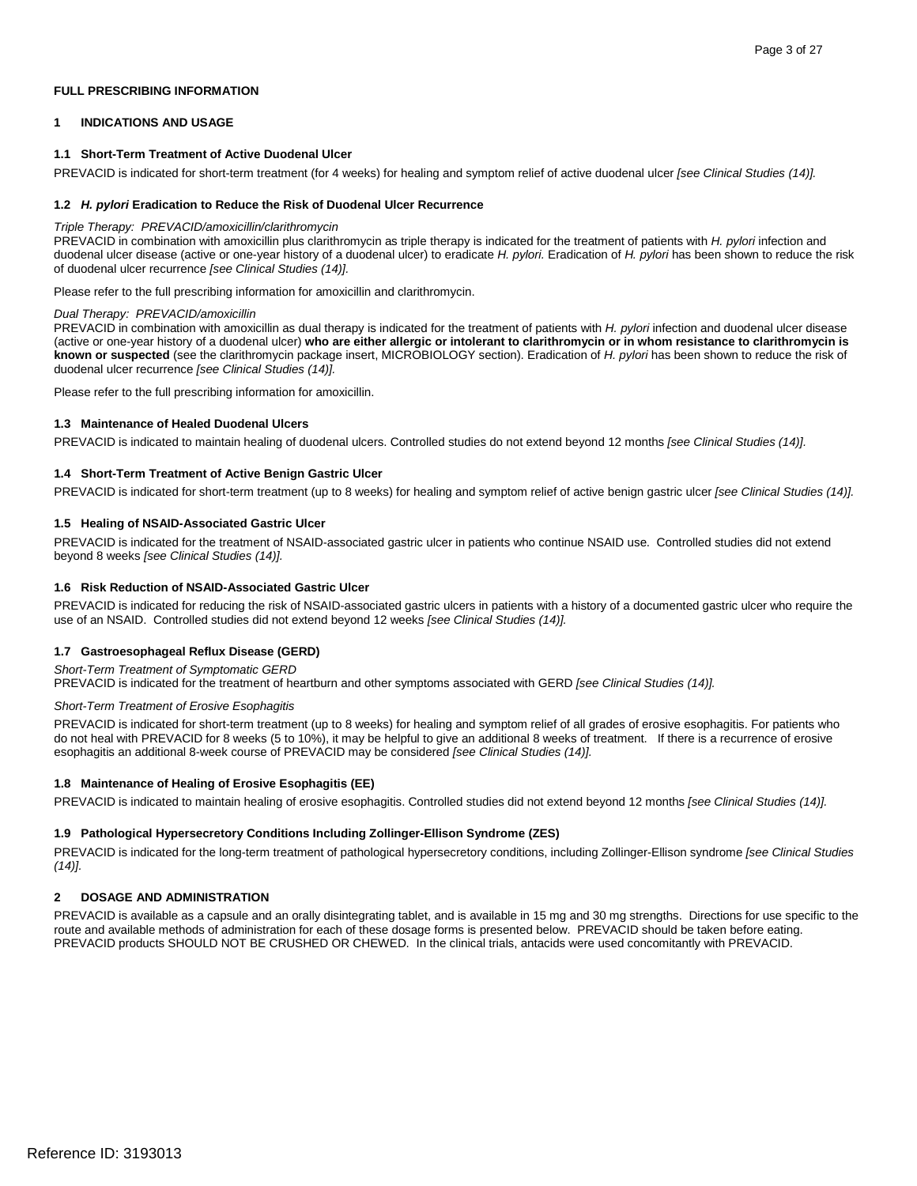## FULL PRESCRIBING INFORMATION

## 1 INDICATIONS AND USAGE

### 1.1 Short-Term Treatment of Active Duodenal Ulcer

PREVACID is indicated for short-term treatment (for 4 weeks) for healing and symptom relief of active duodenal ulcer *[see Clinical Studies (14)].*

### 1.2 *H. pylori* Eradication to Reduce the Risk of Duodenal Ulcer Recurrence

*Triple Therapy: PREVACID/amoxicillin/clarithromycin*

PREVACID in combination with amoxicillin plus clarithromycin as triple therapy is indicated for the treatment of patients with *H. pylori* infection and duodenal ulcer disease (active or one-year history of a duodenal ulcer) to eradicate *H. pylori.* Eradication of *H. pylori* has been shown to reduce the risk of duodenal ulcer recurrence *[see Clinical Studies (14)].*

Please refer to the full prescribing information for amoxicillin and clarithromycin.

*Dual Therapy: PREVACID/amoxicillin*

PREVACID in combination with amoxicillin as dual therapy is indicated for the treatment of patients with *H. pylori* infection and duodenal ulcer disease (active or one-year history of a duodenal ulcer) **who are either allergic or intolerant to clarithromycin or in whom resistance to clarithromycin is known or suspected** (see the clarithromycin package insert, MICROBIOLOGY section). Eradication of *H. pylori* has been shown to reduce the risk of duodenal ulcer recurrence *[see Clinical Studies (14)].*

Please refer to the full prescribing information for amoxicillin.

### 1.3 Maintenance of Healed Duodenal Ulcers

PREVACID is indicated to maintain healing of duodenal ulcers. Controlled studies do not extend beyond 12 months *[see Clinical Studies (14)].*

### 1.4 Short-Term Treatment of Active Benign Gastric Ulcer

PREVACID is indicated for short-term treatment (up to 8 weeks) for healing and symptom relief of active benign gastric ulcer *[see Clinical Studies (14)].*

### 1.5 Healing of NSAID-Associated Gastric Ulcer

PREVACID is indicated for the treatment of NSAID-associated gastric ulcer in patients who continue NSAID use. Controlled studies did not extend beyond 8 weeks *[see Clinical Studies (14)].*

### 1.6 Risk Reduction of NSAID-Associated Gastric Ulcer

PREVACID is indicated for reducing the risk of NSAID-associated gastric ulcers in patients with a history of a documented gastric ulcer who require the use of an NSAID. Controlled studies did not extend beyond 12 weeks *[see Clinical Studies (14)].*

### 1.7 Gastroesophageal Reflux Disease (GERD)

*Short-Term Treatment of Symptomatic GERD*

PREVACID is indicated for the treatment of heartburn and other symptoms associated with GERD *[see Clinical Studies (14)].*

*Short-Term Treatment of Erosive Esophagitis*

PREVACID is indicated for short-term treatment (up to 8 weeks) for healing and symptom relief of all grades of erosive esophagitis. For patients who do not heal with PREVACID for 8 weeks (5 to 10%), it may be helpful to give an additional 8 weeks of treatment. If there is a recurrence of erosive esophagitis an additional 8-week course of PREVACID may be considered *[see Clinical Studies (14)].*

### 1.8 Maintenance of Healing of Erosive Esophagitis (EE)

PREVACID is indicated to maintain healing of erosive esophagitis. Controlled studies did not extend beyond 12 months *[see Clinical Studies (14)].*

### 1.9 Pathological Hypersecretory Conditions Including Zollinger-Ellison Syndrome (ZES)

PREVACID is indicated for the long-term treatment of pathological hypersecretory conditions, including Zollinger-Ellison syndrome *[see Clinical Studies (14)].*

## 2 DOSAGE AND ADMINISTRATION

PREVACID is available as a capsule and an orally disintegrating tablet, and is available in 15 mg and 30 mg strengths. Directions for use specific to the route and available methods of administration for each of these dosage forms is presented below. PREVACID should be taken before eating. PREVACID products SHOULD NOT BE CRUSHED OR CHEWED. In the clinical trials, antacids were used concomitantly with PREVACID.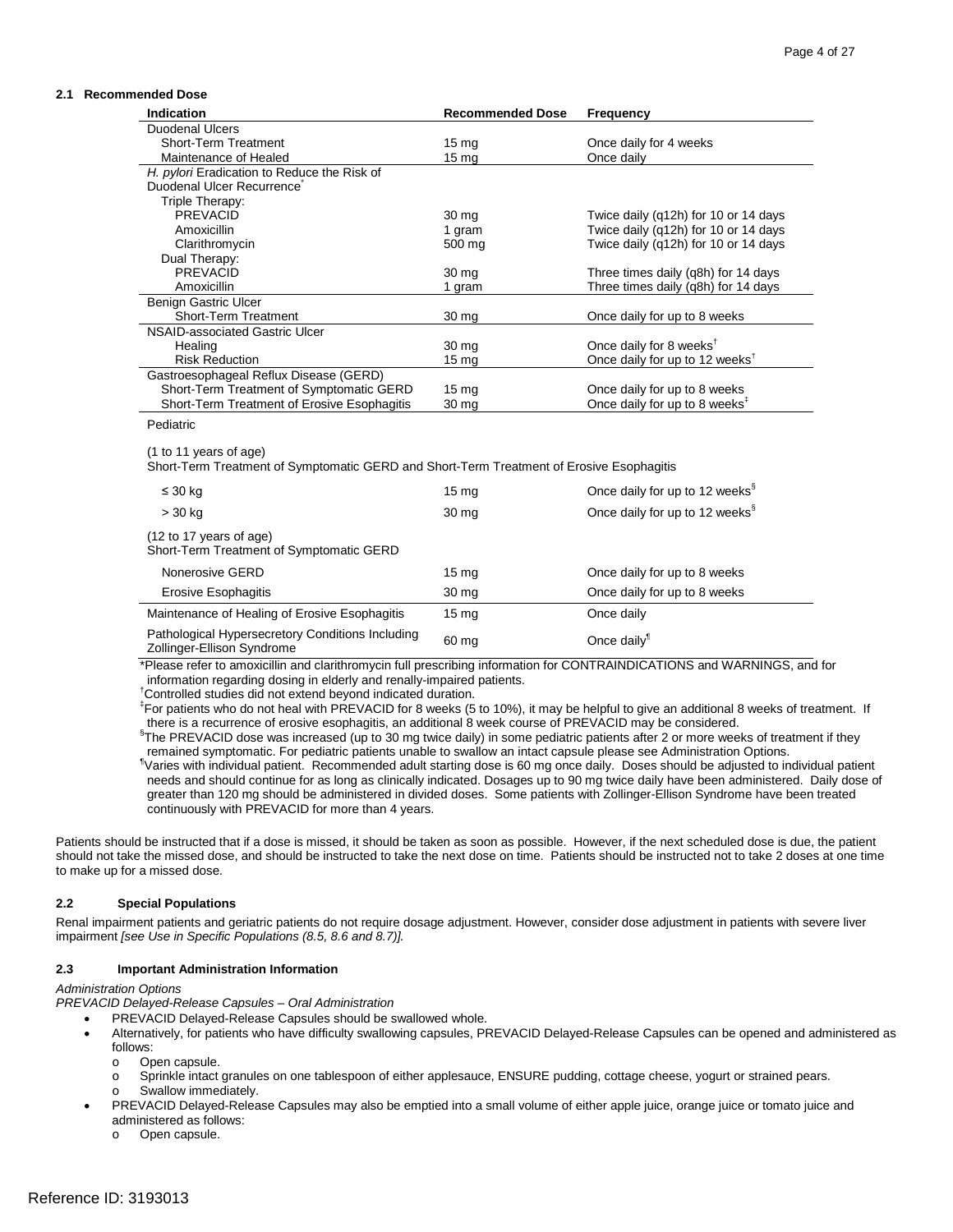### 2.1 Recommended Dose

| Indication | Recommended Dose | Frequency |
|---|---|---|
| Duodenal Ulcers | | |
| Short-Term Treatment | 15 mg | Once daily for 4 weeks |
| Maintenance of Healed | 15 mg | Once daily |
| *H. pylori* Eradication to Reduce the Risk of Duodenal Ulcer Recurrence* | | |
| Triple Therapy: | | |
| PREVACID | 30 mg | Twice daily (q12h) for 10 or 14 days |
| Amoxicillin | 1 gram | Twice daily (q12h) for 10 or 14 days |
| Clarithromycin | 500 mg | Twice daily (q12h) for 10 or 14 days |
| Dual Therapy: | | |
| PREVACID | 30 mg | Three times daily (q8h) for 14 days |
| Amoxicillin | 1 gram | Three times daily (q8h) for 14 days |
| Benign Gastric Ulcer | | |
| Short-Term Treatment | 30 mg | Once daily for up to 8 weeks |
| NSAID-associated Gastric Ulcer | | |
| Healing | 30 mg | Once daily for 8 weeks† |
| Risk Reduction | 15 mg | Once daily for up to 12 weeks† |
| Gastroesophageal Reflux Disease (GERD) | | |
| Short-Term Treatment of Symptomatic GERD | 15 mg | Once daily for up to 8 weeks |
| Short-Term Treatment of Erosive Esophagitis | 30 mg | Once daily for up to 8 weeks‡ |
| Pediatric | | |
| (1 to 11 years of age) Short-Term Treatment of Symptomatic GERD and Short-Term Treatment of Erosive Esophagitis | | |
| ≤ 30 kg | 15 mg | Once daily for up to 12 weeks§ |
| > 30 kg | 30 mg | Once daily for up to 12 weeks§ |
| (12 to 17 years of age) Short-Term Treatment of Symptomatic GERD | | |
| Nonerosive GERD | 15 mg | Once daily for up to 8 weeks |
| Erosive Esophagitis | 30 mg | Once daily for up to 8 weeks |
| Maintenance of Healing of Erosive Esophagitis | 15 mg | Once daily |
| Pathological Hypersecretory Conditions Including Zollinger-Ellison Syndrome | 60 mg | Once daily¶ |

*Please refer to amoxicillin and clarithromycin full prescribing information for CONTRAINDICATIONS and WARNINGS, and for information regarding dosing in elderly and renally-impaired patients.

†Controlled studies did not extend beyond indicated duration.

‡For patients who do not heal with PREVACID for 8 weeks (5 to 10%), it may be helpful to give an additional 8 weeks of treatment. If there is a recurrence of erosive esophagitis, an additional 8 week course of PREVACID may be considered.

§The PREVACID dose was increased (up to 30 mg twice daily) in some pediatric patients after 2 or more weeks of treatment if they remained symptomatic. For pediatric patients unable to swallow an intact capsule please see Administration Options.

¶Varies with individual patient. Recommended adult starting dose is 60 mg once daily. Doses should be adjusted to individual patient needs and should continue for as long as clinically indicated. Dosages up to 90 mg twice daily have been administered. Daily dose of greater than 120 mg should be administered in divided doses. Some patients with Zollinger-Ellison Syndrome have been treated continuously with PREVACID for more than 4 years.

Patients should be instructed that if a dose is missed, it should be taken as soon as possible. However, if the next scheduled dose is due, the patient should not take the missed dose, and should be instructed to take the next dose on time. Patients should be instructed not to take 2 doses at one time to make up for a missed dose.

### 2.2 Special Populations

Renal impairment patients and geriatric patients do not require dosage adjustment. However, consider dose adjustment in patients with severe liver impairment *[see Use in Specific Populations (8.5, 8.6 and 8.7)]*.

### 2.3 Important Administration Information

*Administration Options*

*PREVACID Delayed-Release Capsules – Oral Administration*

- PREVACID Delayed-Release Capsules should be swallowed whole.
- Alternatively, for patients who have difficulty swallowing capsules, PREVACID Delayed-Release Capsules can be opened and administered as follows:
  - Open capsule.
  - Sprinkle intact granules on one tablespoon of either applesauce, ENSURE pudding, cottage cheese, yogurt or strained pears.
  - Swallow immediately.
- PREVACID Delayed-Release Capsules may also be emptied into a small volume of either apple juice, orange juice or tomato juice and administered as follows:
  - Open capsule.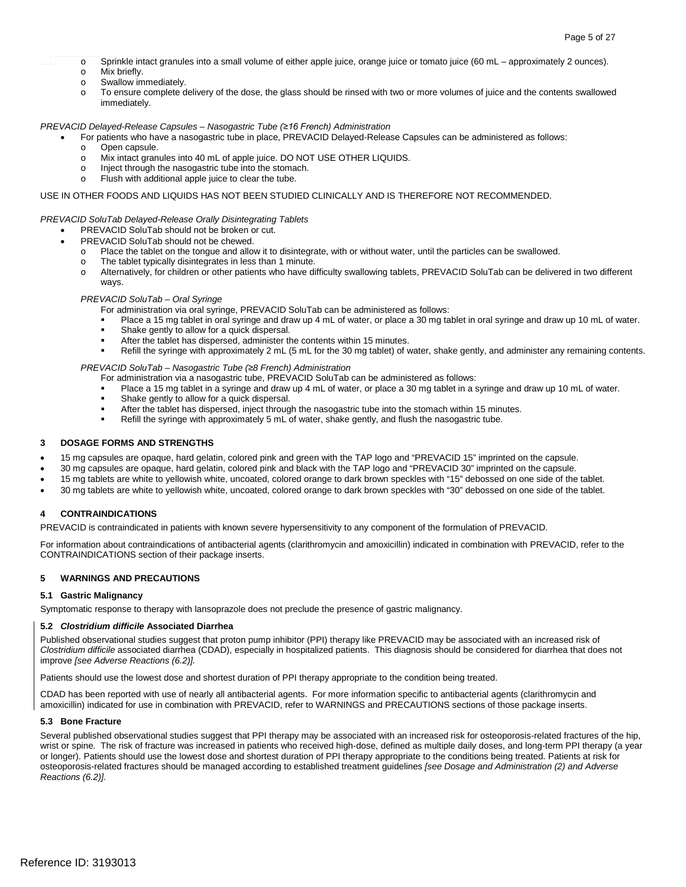- Sprinkle intact granules into a small volume of either apple juice, orange juice or tomato juice (60 mL – approximately 2 ounces).
  - Mix briefly.
  - Swallow immediately.
  - To ensure complete delivery of the dose, the glass should be rinsed with two or more volumes of juice and the contents swallowed immediately.

*PREVACID Delayed-Release Capsules – Nasogastric Tube (≥16 French) Administration*

- For patients who have a nasogastric tube in place, PREVACID Delayed-Release Capsules can be administered as follows:
  - Open capsule.
  - Mix intact granules into 40 mL of apple juice. DO NOT USE OTHER LIQUIDS.
  - Inject through the nasogastric tube into the stomach.
  - Flush with additional apple juice to clear the tube.

USE IN OTHER FOODS AND LIQUIDS HAS NOT BEEN STUDIED CLINICALLY AND IS THEREFORE NOT RECOMMENDED.

*PREVACID SoluTab Delayed-Release Orally Disintegrating Tablets*

- PREVACID SoluTab should not be broken or cut.
- PREVACID SoluTab should not be chewed.
  - Place the tablet on the tongue and allow it to disintegrate, with or without water, until the particles can be swallowed.
  - The tablet typically disintegrates in less than 1 minute.
  - Alternatively, for children or other patients who have difficulty swallowing tablets, PREVACID SoluTab can be delivered in two different ways.

*PREVACID SoluTab – Oral Syringe*

For administration via oral syringe, PREVACID SoluTab can be administered as follows:

- Place a 15 mg tablet in oral syringe and draw up 4 mL of water, or place a 30 mg tablet in oral syringe and draw up 10 mL of water.
- Shake gently to allow for a quick dispersal.
- After the tablet has dispersed, administer the contents within 15 minutes.
- Refill the syringe with approximately 2 mL (5 mL for the 30 mg tablet) of water, shake gently, and administer any remaining contents.

*PREVACID SoluTab – Nasogastric Tube (≥8 French) Administration*

For administration via a nasogastric tube, PREVACID SoluTab can be administered as follows:

- Place a 15 mg tablet in a syringe and draw up 4 mL of water, or place a 30 mg tablet in a syringe and draw up 10 mL of water.
- Shake gently to allow for a quick dispersal.
- After the tablet has dispersed, inject through the nasogastric tube into the stomach within 15 minutes.
- Refill the syringe with approximately 5 mL of water, shake gently, and flush the nasogastric tube.

## 3 DOSAGE FORMS AND STRENGTHS

- 15 mg capsules are opaque, hard gelatin, colored pink and green with the TAP logo and “PREVACID 15” imprinted on the capsule.
- 30 mg capsules are opaque, hard gelatin, colored pink and black with the TAP logo and “PREVACID 30” imprinted on the capsule.
- 15 mg tablets are white to yellowish white, uncoated, colored orange to dark brown speckles with “15” debossed on one side of the tablet.
- 30 mg tablets are white to yellowish white, uncoated, colored orange to dark brown speckles with “30” debossed on one side of the tablet.

## 4 CONTRAINDICATIONS

PREVACID is contraindicated in patients with known severe hypersensitivity to any component of the formulation of PREVACID.

For information about contraindications of antibacterial agents (clarithromycin and amoxicillin) indicated in combination with PREVACID, refer to the CONTRAINDICATIONS section of their package inserts.

## 5 WARNINGS AND PRECAUTIONS

### 5.1 Gastric Malignancy

Symptomatic response to therapy with lansoprazole does not preclude the presence of gastric malignancy.

### 5.2 *Clostridium difficile* Associated Diarrhea

Published observational studies suggest that proton pump inhibitor (PPI) therapy like PREVACID may be associated with an increased risk of *Clostridium difficile* associated diarrhea (CDAD), especially in hospitalized patients. This diagnosis should be considered for diarrhea that does not improve *[see Adverse Reactions (6.2)].*

Patients should use the lowest dose and shortest duration of PPI therapy appropriate to the condition being treated.

CDAD has been reported with use of nearly all antibacterial agents. For more information specific to antibacterial agents (clarithromycin and amoxicillin) indicated for use in combination with PREVACID, refer to WARNINGS and PRECAUTIONS sections of those package inserts.

### 5.3 Bone Fracture

Several published observational studies suggest that PPI therapy may be associated with an increased risk for osteoporosis-related fractures of the hip, wrist or spine. The risk of fracture was increased in patients who received high-dose, defined as multiple daily doses, and long-term PPI therapy (a year or longer). Patients should use the lowest dose and shortest duration of PPI therapy appropriate to the conditions being treated. Patients at risk for osteoporosis-related fractures should be managed according to established treatment guidelines *[see Dosage and Administration (2) and Adverse Reactions (6.2)]*.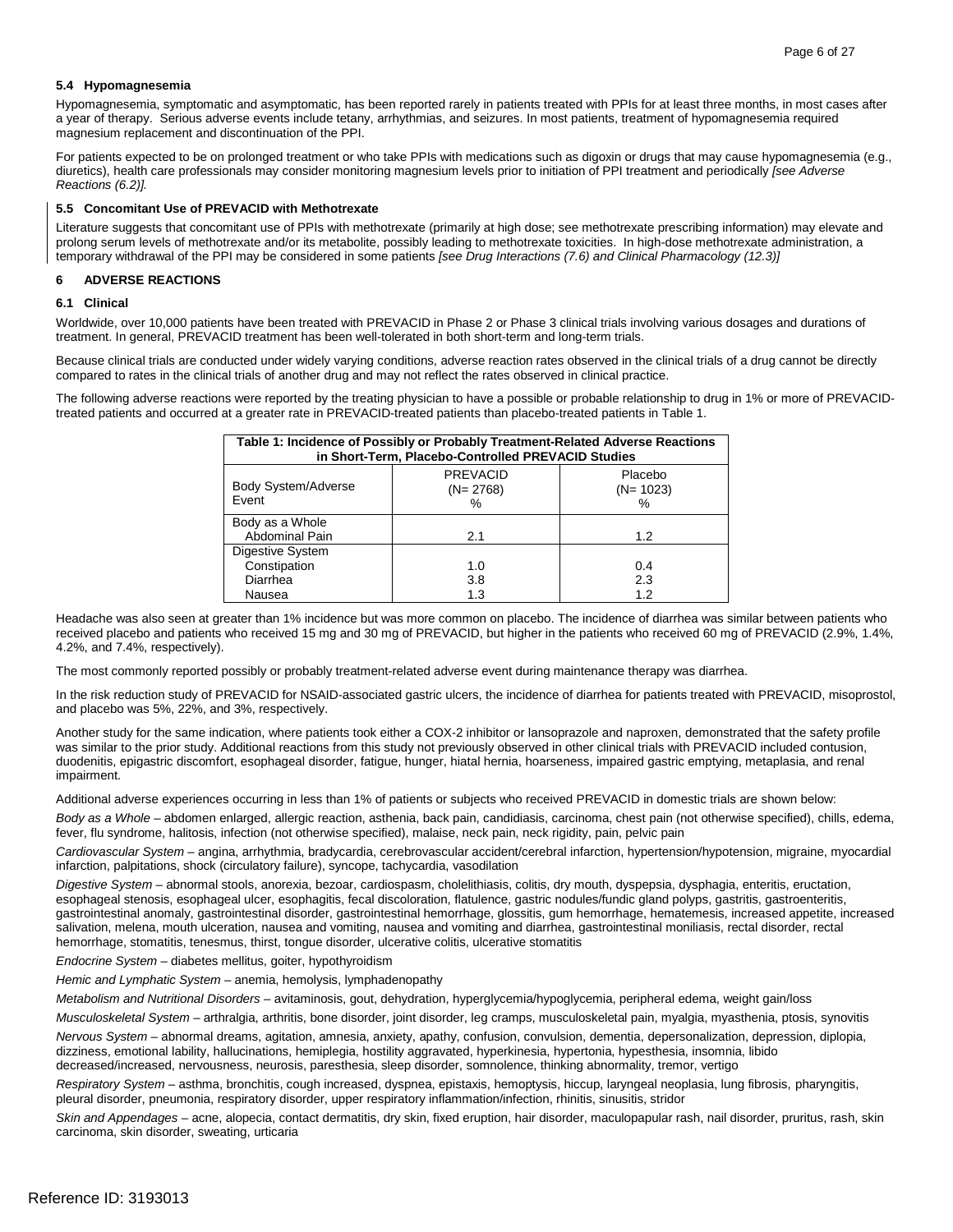### 5.4 Hypomagnesemia

Hypomagnesemia, symptomatic and asymptomatic, has been reported rarely in patients treated with PPIs for at least three months, in most cases after a year of therapy. Serious adverse events include tetany, arrhythmias, and seizures. In most patients, treatment of hypomagnesemia required magnesium replacement and discontinuation of the PPI.

For patients expected to be on prolonged treatment or who take PPIs with medications such as digoxin or drugs that may cause hypomagnesemia (e.g., diuretics), health care professionals may consider monitoring magnesium levels prior to initiation of PPI treatment and periodically *[see Adverse Reactions (6.2)].*

### 5.5 Concomitant Use of PREVACID with Methotrexate

Literature suggests that concomitant use of PPIs with methotrexate (primarily at high dose; see methotrexate prescribing information) may elevate and prolong serum levels of methotrexate and/or its metabolite, possibly leading to methotrexate toxicities. In high-dose methotrexate administration, a temporary withdrawal of the PPI may be considered in some patients *[see Drug Interactions (7.6) and Clinical Pharmacology (12.3)]*

## 6 ADVERSE REACTIONS

### 6.1 Clinical

Worldwide, over 10,000 patients have been treated with PREVACID in Phase 2 or Phase 3 clinical trials involving various dosages and durations of treatment. In general, PREVACID treatment has been well-tolerated in both short-term and long-term trials.

Because clinical trials are conducted under widely varying conditions, adverse reaction rates observed in the clinical trials of a drug cannot be directly compared to rates in the clinical trials of another drug and may not reflect the rates observed in clinical practice.

The following adverse reactions were reported by the treating physician to have a possible or probable relationship to drug in 1% or more of PREVACID-treated patients and occurred at a greater rate in PREVACID-treated patients than placebo-treated patients in Table 1.

**Table 1: Incidence of Possibly or Probably Treatment-Related Adverse Reactions in Short-Term, Placebo-Controlled PREVACID Studies**

| Body System/Adverse Event | PREVACID (N= 2768) % | Placebo (N= 1023) % |
|---|---|---|
| Body as a Whole | | |
| Abdominal Pain | 2.1 | 1.2 |
| Digestive System | | |
| Constipation | 1.0 | 0.4 |
| Diarrhea | 3.8 | 2.3 |
| Nausea | 1.3 | 1.2 |

Headache was also seen at greater than 1% incidence but was more common on placebo. The incidence of diarrhea was similar between patients who received placebo and patients who received 15 mg and 30 mg of PREVACID, but higher in the patients who received 60 mg of PREVACID (2.9%, 1.4%, 4.2%, and 7.4%, respectively).

The most commonly reported possibly or probably treatment-related adverse event during maintenance therapy was diarrhea.

In the risk reduction study of PREVACID for NSAID-associated gastric ulcers, the incidence of diarrhea for patients treated with PREVACID, misoprostol, and placebo was 5%, 22%, and 3%, respectively.

Another study for the same indication, where patients took either a COX-2 inhibitor or lansoprazole and naproxen, demonstrated that the safety profile was similar to the prior study. Additional reactions from this study not previously observed in other clinical trials with PREVACID included contusion, duodenitis, epigastric discomfort, esophageal disorder, fatigue, hunger, hiatal hernia, hoarseness, impaired gastric emptying, metaplasia, and renal impairment.

Additional adverse experiences occurring in less than 1% of patients or subjects who received PREVACID in domestic trials are shown below:

*Body as a Whole* – abdomen enlarged, allergic reaction, asthenia, back pain, candidiasis, carcinoma, chest pain (not otherwise specified), chills, edema, fever, flu syndrome, halitosis, infection (not otherwise specified), malaise, neck pain, neck rigidity, pain, pelvic pain

*Cardiovascular System* – angina, arrhythmia, bradycardia, cerebrovascular accident/cerebral infarction, hypertension/hypotension, migraine, myocardial infarction, palpitations, shock (circulatory failure), syncope, tachycardia, vasodilation

*Digestive System* – abnormal stools, anorexia, bezoar, cardiospasm, cholelithiasis, colitis, dry mouth, dyspepsia, dysphagia, enteritis, eructation, esophageal stenosis, esophageal ulcer, esophagitis, fecal discoloration, flatulence, gastric nodules/fundic gland polyps, gastritis, gastroenteritis, gastrointestinal anomaly, gastrointestinal disorder, gastrointestinal hemorrhage, glossitis, gum hemorrhage, hematemesis, increased appetite, increased salivation, melena, mouth ulceration, nausea and vomiting, nausea and vomiting and diarrhea, gastrointestinal moniliasis, rectal disorder, rectal hemorrhage, stomatitis, tenesmus, thirst, tongue disorder, ulcerative colitis, ulcerative stomatitis

*Endocrine System* – diabetes mellitus, goiter, hypothyroidism

*Hemic and Lymphatic System* – anemia, hemolysis, lymphadenopathy

*Metabolism and Nutritional Disorders* – avitaminosis, gout, dehydration, hyperglycemia/hypoglycemia, peripheral edema, weight gain/loss

*Musculoskeletal System* – arthralgia, arthritis, bone disorder, joint disorder, leg cramps, musculoskeletal pain, myalgia, myasthenia, ptosis, synovitis

*Nervous System* – abnormal dreams, agitation, amnesia, anxiety, apathy, confusion, convulsion, dementia, depersonalization, depression, diplopia, dizziness, emotional lability, hallucinations, hemiplegia, hostility aggravated, hyperkinesia, hypertonia, hypesthesia, insomnia, libido decreased/increased, nervousness, neurosis, paresthesia, sleep disorder, somnolence, thinking abnormality, tremor, vertigo

*Respiratory System* – asthma, bronchitis, cough increased, dyspnea, epistaxis, hemoptysis, hiccup, laryngeal neoplasia, lung fibrosis, pharyngitis, pleural disorder, pneumonia, respiratory disorder, upper respiratory inflammation/infection, rhinitis, sinusitis, stridor

*Skin and Appendages* – acne, alopecia, contact dermatitis, dry skin, fixed eruption, hair disorder, maculopapular rash, nail disorder, pruritus, rash, skin carcinoma, skin disorder, sweating, urticaria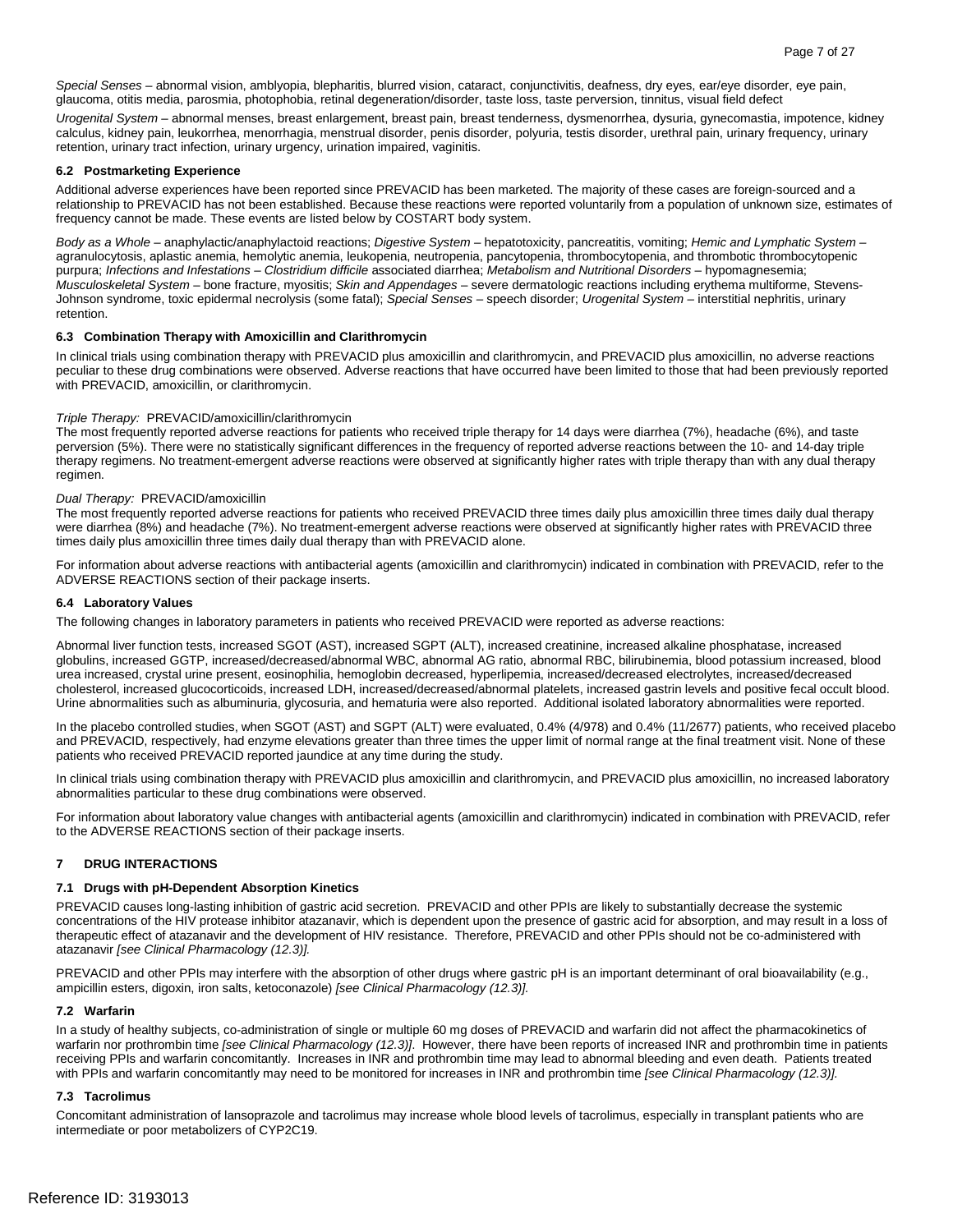*Special Senses* – abnormal vision, amblyopia, blepharitis, blurred vision, cataract, conjunctivitis, deafness, dry eyes, ear/eye disorder, eye pain, glaucoma, otitis media, parosmia, photophobia, retinal degeneration/disorder, taste loss, taste perversion, tinnitus, visual field defect

*Urogenital System* – abnormal menses, breast enlargement, breast pain, breast tenderness, dysmenorrhea, dysuria, gynecomastia, impotence, kidney calculus, kidney pain, leukorrhea, menorrhagia, menstrual disorder, penis disorder, polyuria, testis disorder, urethral pain, urinary frequency, urinary retention, urinary tract infection, urinary urgency, urination impaired, vaginitis.

### 6.2 Postmarketing Experience

Additional adverse experiences have been reported since PREVACID has been marketed. The majority of these cases are foreign-sourced and a relationship to PREVACID has not been established. Because these reactions were reported voluntarily from a population of unknown size, estimates of frequency cannot be made. These events are listed below by COSTART body system.

*Body as a Whole* – anaphylactic/anaphylactoid reactions; *Digestive System* – hepatotoxicity, pancreatitis, vomiting; *Hemic and Lymphatic System* – agranulocytosis, aplastic anemia, hemolytic anemia, leukopenia, neutropenia, pancytopenia, thrombocytopenia, and thrombotic thrombocytopenic purpura; *Infections and Infestations* – *Clostridium difficile* associated diarrhea; *Metabolism and Nutritional Disorders* – hypomagnesemia; *Musculoskeletal System* – bone fracture, myositis; *Skin and Appendages* – severe dermatologic reactions including erythema multiforme, Stevens-Johnson syndrome, toxic epidermal necrolysis (some fatal); *Special Senses* – speech disorder; *Urogenital System* – interstitial nephritis, urinary retention.

### 6.3 Combination Therapy with Amoxicillin and Clarithromycin

In clinical trials using combination therapy with PREVACID plus amoxicillin and clarithromycin, and PREVACID plus amoxicillin, no adverse reactions peculiar to these drug combinations were observed. Adverse reactions that have occurred have been limited to those that had been previously reported with PREVACID, amoxicillin, or clarithromycin.

*Triple Therapy:* PREVACID/amoxicillin/clarithromycin

The most frequently reported adverse reactions for patients who received triple therapy for 14 days were diarrhea (7%), headache (6%), and taste perversion (5%). There were no statistically significant differences in the frequency of reported adverse reactions between the 10- and 14-day triple therapy regimens. No treatment-emergent adverse reactions were observed at significantly higher rates with triple therapy than with any dual therapy regimen.

*Dual Therapy:* PREVACID/amoxicillin

The most frequently reported adverse reactions for patients who received PREVACID three times daily plus amoxicillin three times daily dual therapy were diarrhea (8%) and headache (7%). No treatment-emergent adverse reactions were observed at significantly higher rates with PREVACID three times daily plus amoxicillin three times daily dual therapy than with PREVACID alone.

For information about adverse reactions with antibacterial agents (amoxicillin and clarithromycin) indicated in combination with PREVACID, refer to the ADVERSE REACTIONS section of their package inserts.

### 6.4 Laboratory Values

The following changes in laboratory parameters in patients who received PREVACID were reported as adverse reactions:

Abnormal liver function tests, increased SGOT (AST), increased SGPT (ALT), increased creatinine, increased alkaline phosphatase, increased globulins, increased GGTP, increased/decreased/abnormal WBC, abnormal AG ratio, abnormal RBC, bilirubinemia, blood potassium increased, blood urea increased, crystal urine present, eosinophilia, hemoglobin decreased, hyperlipemia, increased/decreased electrolytes, increased/decreased cholesterol, increased glucocorticoids, increased LDH, increased/decreased/abnormal platelets, increased gastrin levels and positive fecal occult blood. Urine abnormalities such as albuminuria, glycosuria, and hematuria were also reported. Additional isolated laboratory abnormalities were reported.

In the placebo controlled studies, when SGOT (AST) and SGPT (ALT) were evaluated, 0.4% (4/978) and 0.4% (11/2677) patients, who received placebo and PREVACID, respectively, had enzyme elevations greater than three times the upper limit of normal range at the final treatment visit. None of these patients who received PREVACID reported jaundice at any time during the study.

In clinical trials using combination therapy with PREVACID plus amoxicillin and clarithromycin, and PREVACID plus amoxicillin, no increased laboratory abnormalities particular to these drug combinations were observed.

For information about laboratory value changes with antibacterial agents (amoxicillin and clarithromycin) indicated in combination with PREVACID, refer to the ADVERSE REACTIONS section of their package inserts.

## 7 DRUG INTERACTIONS

### 7.1 Drugs with pH-Dependent Absorption Kinetics

PREVACID causes long-lasting inhibition of gastric acid secretion. PREVACID and other PPIs are likely to substantially decrease the systemic concentrations of the HIV protease inhibitor atazanavir, which is dependent upon the presence of gastric acid for absorption, and may result in a loss of therapeutic effect of atazanavir and the development of HIV resistance. Therefore, PREVACID and other PPIs should not be co-administered with atazanavir *[see Clinical Pharmacology (12.3)].*

PREVACID and other PPIs may interfere with the absorption of other drugs where gastric pH is an important determinant of oral bioavailability (e.g., ampicillin esters, digoxin, iron salts, ketoconazole) *[see Clinical Pharmacology (12.3)].*

### 7.2 Warfarin

In a study of healthy subjects, co-administration of single or multiple 60 mg doses of PREVACID and warfarin did not affect the pharmacokinetics of warfarin nor prothrombin time *[see Clinical Pharmacology (12.3)]*. However, there have been reports of increased INR and prothrombin time in patients receiving PPIs and warfarin concomitantly. Increases in INR and prothrombin time may lead to abnormal bleeding and even death. Patients treated with PPIs and warfarin concomitantly may need to be monitored for increases in INR and prothrombin time *[see Clinical Pharmacology (12.3)].*

### 7.3 Tacrolimus

Concomitant administration of lansoprazole and tacrolimus may increase whole blood levels of tacrolimus, especially in transplant patients who are intermediate or poor metabolizers of CYP2C19.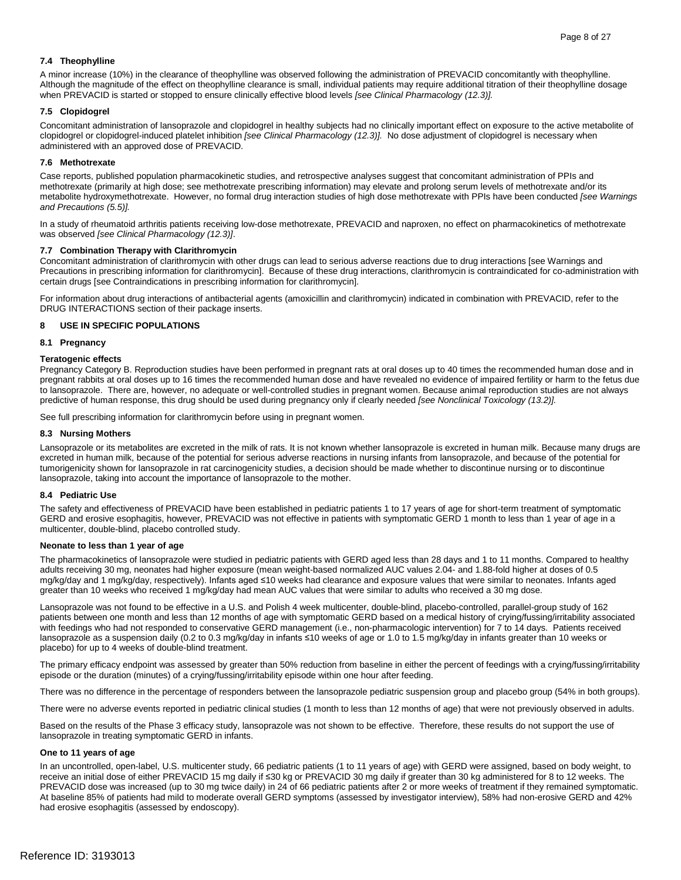### 7.4 Theophylline

A minor increase (10%) in the clearance of theophylline was observed following the administration of PREVACID concomitantly with theophylline. Although the magnitude of the effect on theophylline clearance is small, individual patients may require additional titration of their theophylline dosage when PREVACID is started or stopped to ensure clinically effective blood levels *[see Clinical Pharmacology (12.3)].*

### 7.5 Clopidogrel

Concomitant administration of lansoprazole and clopidogrel in healthy subjects had no clinically important effect on exposure to the active metabolite of clopidogrel or clopidogrel-induced platelet inhibition *[see Clinical Pharmacology (12.3)]*. No dose adjustment of clopidogrel is necessary when administered with an approved dose of PREVACID.

### 7.6 Methotrexate

Case reports, published population pharmacokinetic studies, and retrospective analyses suggest that concomitant administration of PPIs and methotrexate (primarily at high dose; see methotrexate prescribing information) may elevate and prolong serum levels of methotrexate and/or its metabolite hydroxymethotrexate. However, no formal drug interaction studies of high dose methotrexate with PPIs have been conducted *[see Warnings and Precautions (5.5)].*

In a study of rheumatoid arthritis patients receiving low-dose methotrexate, PREVACID and naproxen, no effect on pharmacokinetics of methotrexate was observed *[see Clinical Pharmacology (12.3)]*.

### 7.7 Combination Therapy with Clarithromycin

Concomitant administration of clarithromycin with other drugs can lead to serious adverse reactions due to drug interactions [see Warnings and Precautions in prescribing information for clarithromycin]. Because of these drug interactions, clarithromycin is contraindicated for co-administration with certain drugs [see Contraindications in prescribing information for clarithromycin].

For information about drug interactions of antibacterial agents (amoxicillin and clarithromycin) indicated in combination with PREVACID, refer to the DRUG INTERACTIONS section of their package inserts.

## 8 USE IN SPECIFIC POPULATIONS

### 8.1 Pregnancy

**Teratogenic effects**

Pregnancy Category B. Reproduction studies have been performed in pregnant rats at oral doses up to 40 times the recommended human dose and in pregnant rabbits at oral doses up to 16 times the recommended human dose and have revealed no evidence of impaired fertility or harm to the fetus due to lansoprazole. There are, however, no adequate or well-controlled studies in pregnant women. Because animal reproduction studies are not always predictive of human response, this drug should be used during pregnancy only if clearly needed *[see Nonclinical Toxicology (13.2)].*

See full prescribing information for clarithromycin before using in pregnant women.

### 8.3 Nursing Mothers

Lansoprazole or its metabolites are excreted in the milk of rats. It is not known whether lansoprazole is excreted in human milk. Because many drugs are excreted in human milk, because of the potential for serious adverse reactions in nursing infants from lansoprazole, and because of the potential for tumorigenicity shown for lansoprazole in rat carcinogenicity studies, a decision should be made whether to discontinue nursing or to discontinue lansoprazole, taking into account the importance of lansoprazole to the mother.

### 8.4 Pediatric Use

The safety and effectiveness of PREVACID have been established in pediatric patients 1 to 17 years of age for short-term treatment of symptomatic GERD and erosive esophagitis, however, PREVACID was not effective in patients with symptomatic GERD 1 month to less than 1 year of age in a multicenter, double-blind, placebo controlled study.

**Neonate to less than 1 year of age**

The pharmacokinetics of lansoprazole were studied in pediatric patients with GERD aged less than 28 days and 1 to 11 months. Compared to healthy adults receiving 30 mg, neonates had higher exposure (mean weight-based normalized AUC values 2.04- and 1.88-fold higher at doses of 0.5 mg/kg/day and 1 mg/kg/day, respectively). Infants aged ≤10 weeks had clearance and exposure values that were similar to neonates. Infants aged greater than 10 weeks who received 1 mg/kg/day had mean AUC values that were similar to adults who received a 30 mg dose.

Lansoprazole was not found to be effective in a U.S. and Polish 4 week multicenter, double-blind, placebo-controlled, parallel-group study of 162 patients between one month and less than 12 months of age with symptomatic GERD based on a medical history of crying/fussing/irritability associated with feedings who had not responded to conservative GERD management (i.e., non-pharmacologic intervention) for 7 to 14 days. Patients received lansoprazole as a suspension daily (0.2 to 0.3 mg/kg/day in infants ≤10 weeks of age or 1.0 to 1.5 mg/kg/day in infants greater than 10 weeks or placebo) for up to 4 weeks of double-blind treatment.

The primary efficacy endpoint was assessed by greater than 50% reduction from baseline in either the percent of feedings with a crying/fussing/irritability episode or the duration (minutes) of a crying/fussing/irritability episode within one hour after feeding.

There was no difference in the percentage of responders between the lansoprazole pediatric suspension group and placebo group (54% in both groups).

There were no adverse events reported in pediatric clinical studies (1 month to less than 12 months of age) that were not previously observed in adults.

Based on the results of the Phase 3 efficacy study, lansoprazole was not shown to be effective. Therefore, these results do not support the use of lansoprazole in treating symptomatic GERD in infants.

**One to 11 years of age**

In an uncontrolled, open-label, U.S. multicenter study, 66 pediatric patients (1 to 11 years of age) with GERD were assigned, based on body weight, to receive an initial dose of either PREVACID 15 mg daily if ≤30 kg or PREVACID 30 mg daily if greater than 30 kg administered for 8 to 12 weeks. The PREVACID dose was increased (up to 30 mg twice daily) in 24 of 66 pediatric patients after 2 or more weeks of treatment if they remained symptomatic. At baseline 85% of patients had mild to moderate overall GERD symptoms (assessed by investigator interview), 58% had non-erosive GERD and 42% had erosive esophagitis (assessed by endoscopy).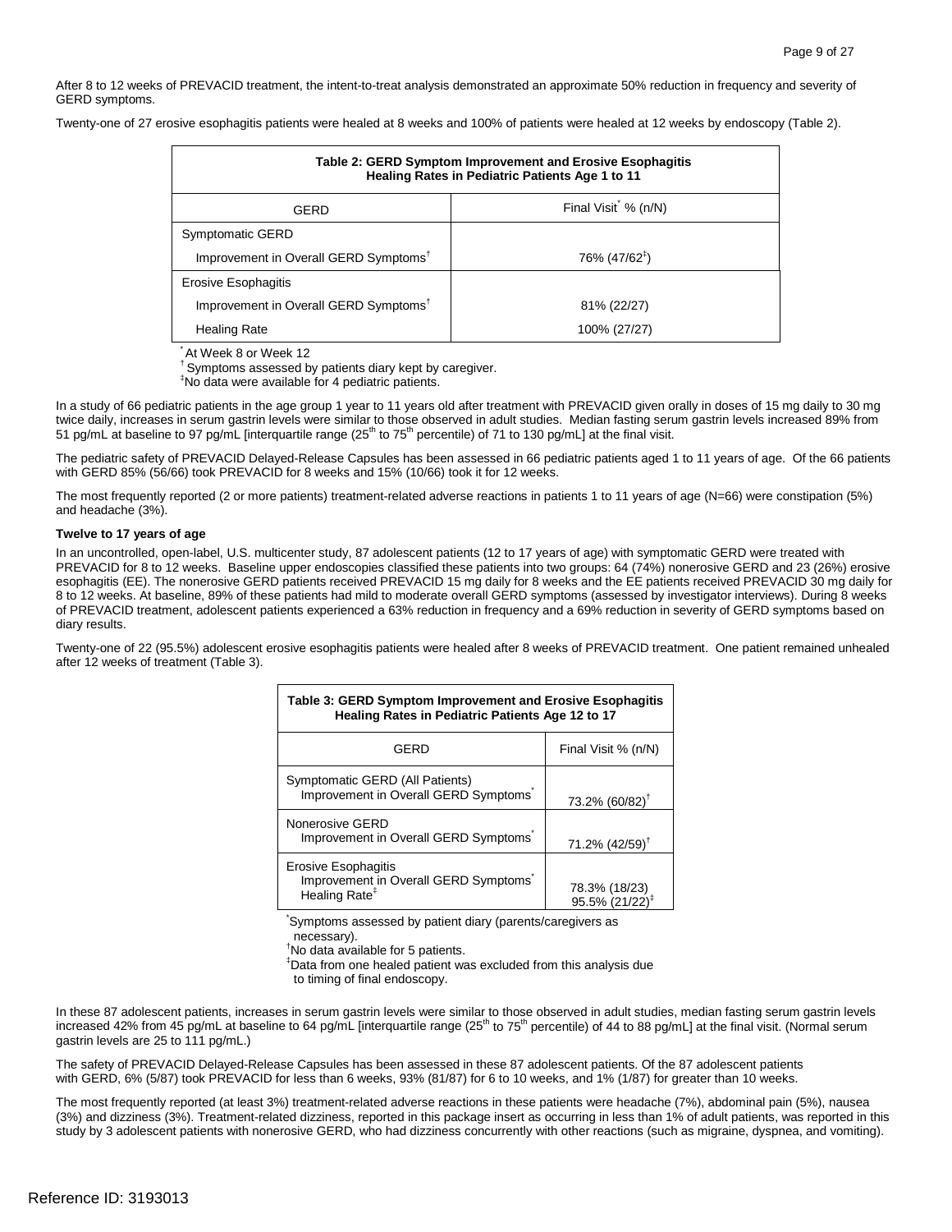After 8 to 12 weeks of PREVACID treatment, the intent-to-treat analysis demonstrated an approximate 50% reduction in frequency and severity of GERD symptoms.

Twenty-one of 27 erosive esophagitis patients were healed at 8 weeks and 100% of patients were healed at 12 weeks by endoscopy (Table 2).

**Table 2: GERD Symptom Improvement and Erosive Esophagitis Healing Rates in Pediatric Patients Age 1 to 11**

| GERD | Final Visit[*] % (n/N) |
|---|---|
| Symptomatic GERD | |
| Improvement in Overall GERD Symptoms[†] | 76% (47/62[‡]) |
| Erosive Esophagitis | |
| Improvement in Overall GERD Symptoms[†] | 81% (22/27) |
| Healing Rate | 100% (27/27) |

[*] At Week 8 or Week 12
[†] Symptoms assessed by patients diary kept by caregiver.
[‡] No data were available for 4 pediatric patients.

In a study of 66 pediatric patients in the age group 1 year to 11 years old after treatment with PREVACID given orally in doses of 15 mg daily to 30 mg twice daily, increases in serum gastrin levels were similar to those observed in adult studies. Median fasting serum gastrin levels increased 89% from 51 pg/mL at baseline to 97 pg/mL [interquartile range ($25^{th}$ to $75^{th}$ percentile) of 71 to 130 pg/mL] at the final visit.

The pediatric safety of PREVACID Delayed-Release Capsules has been assessed in 66 pediatric patients aged 1 to 11 years of age. Of the 66 patients with GERD 85% (56/66) took PREVACID for 8 weeks and 15% (10/66) took it for 12 weeks.

The most frequently reported (2 or more patients) treatment-related adverse reactions in patients 1 to 11 years of age (N=66) were constipation (5%) and headache (3%).

**Twelve to 17 years of age**

In an uncontrolled, open-label, U.S. multicenter study, 87 adolescent patients (12 to 17 years of age) with symptomatic GERD were treated with PREVACID for 8 to 12 weeks. Baseline upper endoscopies classified these patients into two groups: 64 (74%) nonerosive GERD and 23 (26%) erosive esophagitis (EE). The nonerosive GERD patients received PREVACID 15 mg daily for 8 weeks and the EE patients received PREVACID 30 mg daily for 8 to 12 weeks. At baseline, 89% of these patients had mild to moderate overall GERD symptoms (assessed by investigator interviews). During 8 weeks of PREVACID treatment, adolescent patients experienced a 63% reduction in frequency and a 69% reduction in severity of GERD symptoms based on diary results.

Twenty-one of 22 (95.5%) adolescent erosive esophagitis patients were healed after 8 weeks of PREVACID treatment. One patient remained unhealed after 12 weeks of treatment (Table 3).

**Table 3: GERD Symptom Improvement and Erosive Esophagitis Healing Rates in Pediatric Patients Age 12 to 17**

| GERD | Final Visit % (n/N) |
|---|---|
| Symptomatic GERD (All Patients)<br>Improvement in Overall GERD Symptoms[*] | 73.2% (60/82)[†] |
| Nonerosive GERD<br>Improvement in Overall GERD Symptoms[*] | 71.2% (42/59)[†] |
| Erosive Esophagitis<br>Improvement in Overall GERD Symptoms[*]<br>Healing Rate[‡] | 78.3% (18/23)<br>95.5% (21/22)[‡] |

[*] Symptoms assessed by patient diary (parents/caregivers as necessary).
[†] No data available for 5 patients.
[‡] Data from one healed patient was excluded from this analysis due to timing of final endoscopy.

In these 87 adolescent patients, increases in serum gastrin levels were similar to those observed in adult studies, median fasting serum gastrin levels increased 42% from 45 pg/mL at baseline to 64 pg/mL [interquartile range ($25^{th}$ to $75^{th}$ percentile) of 44 to 88 pg/mL] at the final visit. (Normal serum gastrin levels are 25 to 111 pg/mL.)

The safety of PREVACID Delayed-Release Capsules has been assessed in these 87 adolescent patients. Of the 87 adolescent patients with GERD, 6% (5/87) took PREVACID for less than 6 weeks, 93% (81/87) for 6 to 10 weeks, and 1% (1/87) for greater than 10 weeks.

The most frequently reported (at least 3%) treatment-related adverse reactions in these patients were headache (7%), abdominal pain (5%), nausea (3%) and dizziness (3%). Treatment-related dizziness, reported in this package insert as occurring in less than 1% of adult patients, was reported in this study by 3 adolescent patients with nonerosive GERD, who had dizziness concurrently with other reactions (such as migraine, dyspnea, and vomiting).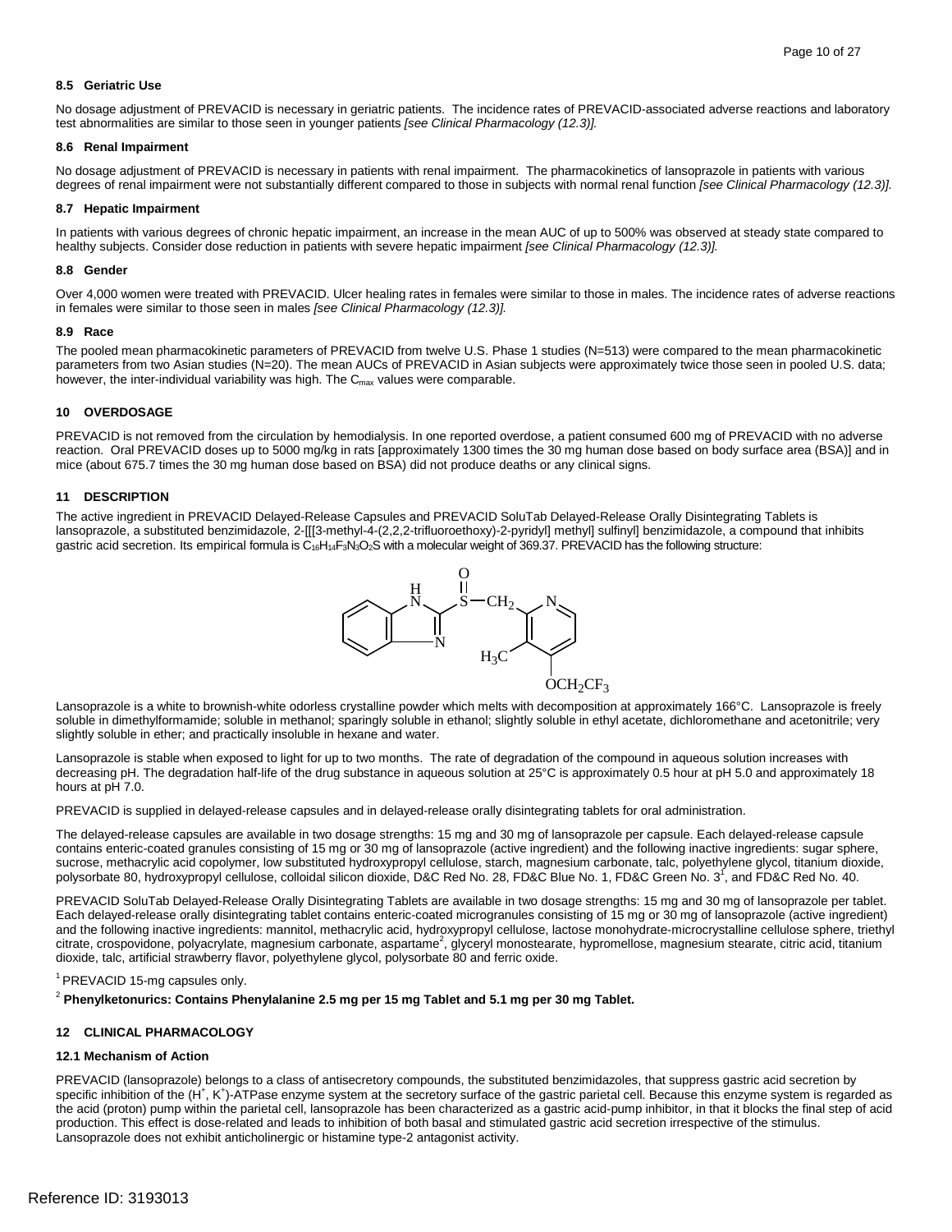### 8.5 Geriatric Use

No dosage adjustment of PREVACID is necessary in geriatric patients. The incidence rates of PREVACID-associated adverse reactions and laboratory test abnormalities are similar to those seen in younger patients *[see Clinical Pharmacology (12.3)].*

### 8.6 Renal Impairment

No dosage adjustment of PREVACID is necessary in patients with renal impairment. The pharmacokinetics of lansoprazole in patients with various degrees of renal impairment were not substantially different compared to those in subjects with normal renal function *[see Clinical Pharmacology (12.3)].*

### 8.7 Hepatic Impairment

In patients with various degrees of chronic hepatic impairment, an increase in the mean AUC of up to 500% was observed at steady state compared to healthy subjects. Consider dose reduction in patients with severe hepatic impairment *[see Clinical Pharmacology (12.3)].*

### 8.8 Gender

Over 4,000 women were treated with PREVACID. Ulcer healing rates in females were similar to those in males. The incidence rates of adverse reactions in females were similar to those seen in males *[see Clinical Pharmacology (12.3)].*

### 8.9 Race

The pooled mean pharmacokinetic parameters of PREVACID from twelve U.S. Phase 1 studies (N=513) were compared to the mean pharmacokinetic parameters from two Asian studies (N=20). The mean AUCs of PREVACID in Asian subjects were approximately twice those seen in pooled U.S. data; however, the inter-individual variability was high. The $C_{max}$ values were comparable.

## 10 OVERDOSAGE

PREVACID is not removed from the circulation by hemodialysis. In one reported overdose, a patient consumed 600 mg of PREVACID with no adverse reaction. Oral PREVACID doses up to 5000 mg/kg in rats [approximately 1300 times the 30 mg human dose based on body surface area (BSA)] and in mice (about 675.7 times the 30 mg human dose based on BSA) did not produce deaths or any clinical signs.

## 11 DESCRIPTION

The active ingredient in PREVACID Delayed-Release Capsules and PREVACID SoluTab Delayed-Release Orally Disintegrating Tablets is lansoprazole, a substituted benzimidazole, 2-[[[3-methyl-4-(2,2,2-trifluoroethoxy)-2-pyridyl] methyl] sulfinyl] benzimidazole, a compound that inhibits gastric acid secretion. Its empirical formula is $C_{16}H_{14}F_3N_3O_2S$ with a molecular weight of 369.37. PREVACID has the following structure:

Lansoprazole is a white to brownish-white odorless crystalline powder which melts with decomposition at approximately 166°C. Lansoprazole is freely soluble in dimethylformamide; soluble in methanol; sparingly soluble in ethanol; slightly soluble in ethyl acetate, dichloromethane and acetonitrile; very slightly soluble in ether; and practically insoluble in hexane and water.

Lansoprazole is stable when exposed to light for up to two months. The rate of degradation of the compound in aqueous solution increases with decreasing pH. The degradation half-life of the drug substance in aqueous solution at 25°C is approximately 0.5 hour at pH 5.0 and approximately 18 hours at pH 7.0.

PREVACID is supplied in delayed-release capsules and in delayed-release orally disintegrating tablets for oral administration.

The delayed-release capsules are available in two dosage strengths: 15 mg and 30 mg of lansoprazole per capsule. Each delayed-release capsule contains enteric-coated granules consisting of 15 mg or 30 mg of lansoprazole (active ingredient) and the following inactive ingredients: sugar sphere, sucrose, methacrylic acid copolymer, low substituted hydroxypropyl cellulose, starch, magnesium carbonate, talc, polyethylene glycol, titanium dioxide, polysorbate 80, hydroxypropyl cellulose, colloidal silicon dioxide, D&C Red No. 28, FD&C Blue No. 1, FD&C Green No. 3[1], and FD&C Red No. 40.

PREVACID SoluTab Delayed-Release Orally Disintegrating Tablets are available in two dosage strengths: 15 mg and 30 mg of lansoprazole per tablet. Each delayed-release orally disintegrating tablet contains enteric-coated microgranules consisting of 15 mg or 30 mg of lansoprazole (active ingredient) and the following inactive ingredients: mannitol, methacrylic acid, hydroxypropyl cellulose, lactose monohydrate-microcrystalline cellulose sphere, triethyl citrate, crospovidone, polyacrylate, magnesium carbonate, aspartame[2], glyceryl monostearate, hypromellose, magnesium stearate, citric acid, titanium dioxide, talc, artificial strawberry flavor, polyethylene glycol, polysorbate 80 and ferric oxide.

[1] PREVACID 15-mg capsules only.

[2] **Phenylketonurics: Contains Phenylalanine 2.5 mg per 15 mg Tablet and 5.1 mg per 30 mg Tablet.**

## 12 CLINICAL PHARMACOLOGY

### 12.1 Mechanism of Action

PREVACID (lansoprazole) belongs to a class of antisecretory compounds, the substituted benzimidazoles, that suppress gastric acid secretion by specific inhibition of the ($H^+$, $K^+$)-ATPase enzyme system at the secretory surface of the gastric parietal cell. Because this enzyme system is regarded as the acid (proton) pump within the parietal cell, lansoprazole has been characterized as a gastric acid-pump inhibitor, in that it blocks the final step of acid production. This effect is dose-related and leads to inhibition of both basal and stimulated gastric acid secretion irrespective of the stimulus. Lansoprazole does not exhibit anticholinergic or histamine type-2 antagonist activity.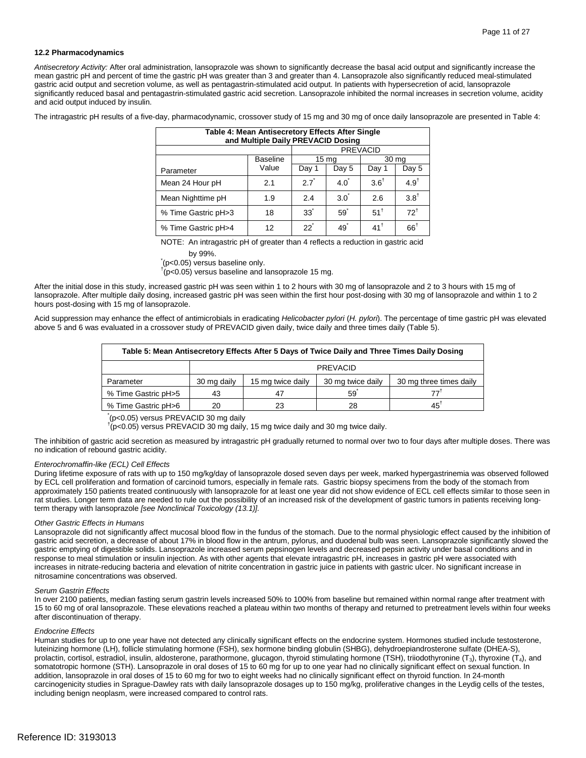### 12.2 Pharmacodynamics

*Antisecretory Activity:* After oral administration, lansoprazole was shown to significantly decrease the basal acid output and significantly increase the mean gastric pH and percent of time the gastric pH was greater than 3 and greater than 4. Lansoprazole also significantly reduced meal-stimulated gastric acid output and secretion volume, as well as pentagastrin-stimulated acid output. In patients with hypersecretion of acid, lansoprazole significantly reduced basal and pentagastrin-stimulated gastric acid secretion. Lansoprazole inhibited the normal increases in secretion volume, acidity and acid output induced by insulin.

The intragastric pH results of a five-day, pharmacodynamic, crossover study of 15 mg and 30 mg of once daily lansoprazole are presented in Table 4:

**Table 4: Mean Antisecretory Effects After Single and Multiple Daily PREVACID Dosing**

| | | PREVACID | | | |
|---|---|---|---|---|---|
| | Baseline | 15 mg | | 30 mg | |
| Parameter | Value | Day 1 | Day 5 | Day 1 | Day 5 |
| Mean 24 Hour pH | 2.1 | 2.7* | 4.0* | 3.6† | 4.9† |
| Mean Nighttime pH | 1.9 | 2.4 | 3.0* | 2.6 | 3.8† |
| % Time Gastric pH>3 | 18 | 33* | 59* | 51† | 72† |
| % Time Gastric pH>4 | 12 | 22* | 49* | 41† | 66† |

NOTE: An intragastric pH of greater than 4 reflects a reduction in gastric acid by 99%.

*(p<0.05) versus baseline only.

†(p<0.05) versus baseline and lansoprazole 15 mg.

After the initial dose in this study, increased gastric pH was seen within 1 to 2 hours with 30 mg of lansoprazole and 2 to 3 hours with 15 mg of lansoprazole. After multiple daily dosing, increased gastric pH was seen within the first hour post-dosing with 30 mg of lansoprazole and within 1 to 2 hours post-dosing with 15 mg of lansoprazole.

Acid suppression may enhance the effect of antimicrobials in eradicating *Helicobacter pylori* (*H. pylori*). The percentage of time gastric pH was elevated above 5 and 6 was evaluated in a crossover study of PREVACID given daily, twice daily and three times daily (Table 5).

**Table 5: Mean Antisecretory Effects After 5 Days of Twice Daily and Three Times Daily Dosing**

| | PREVACID | | | |
|---|---|---|---|---|
| Parameter | 30 mg daily | 15 mg twice daily | 30 mg twice daily | 30 mg three times daily |
| % Time Gastric pH>5 | 43 | 47 | 59* | 77† |
| % Time Gastric pH>6 | 20 | 23 | 28 | 45† |

*(p<0.05) versus PREVACID 30 mg daily

†(p<0.05) versus PREVACID 30 mg daily, 15 mg twice daily and 30 mg twice daily.

The inhibition of gastric acid secretion as measured by intragastric pH gradually returned to normal over two to four days after multiple doses. There was no indication of rebound gastric acidity.

*Enterochromaffin-like (ECL) Cell Effects*

During lifetime exposure of rats with up to 150 mg/kg/day of lansoprazole dosed seven days per week, marked hypergastrinemia was observed followed by ECL cell proliferation and formation of carcinoid tumors, especially in female rats. Gastric biopsy specimens from the body of the stomach from approximately 150 patients treated continuously with lansoprazole for at least one year did not show evidence of ECL cell effects similar to those seen in rat studies. Longer term data are needed to rule out the possibility of an increased risk of the development of gastric tumors in patients receiving long-term therapy with lansoprazole *[see Nonclinical Toxicology (13.1)].*

*Other Gastric Effects in Humans*

Lansoprazole did not significantly affect mucosal blood flow in the fundus of the stomach. Due to the normal physiologic effect caused by the inhibition of gastric acid secretion, a decrease of about 17% in blood flow in the antrum, pylorus, and duodenal bulb was seen. Lansoprazole significantly slowed the gastric emptying of digestible solids. Lansoprazole increased serum pepsinogen levels and decreased pepsin activity under basal conditions and in response to meal stimulation or insulin injection. As with other agents that elevate intragastric pH, increases in gastric pH were associated with increases in nitrate-reducing bacteria and elevation of nitrite concentration in gastric juice in patients with gastric ulcer. No significant increase in nitrosamine concentrations was observed.

*Serum Gastrin Effects*

In over 2100 patients, median fasting serum gastrin levels increased 50% to 100% from baseline but remained within normal range after treatment with 15 to 60 mg of oral lansoprazole. These elevations reached a plateau within two months of therapy and returned to pretreatment levels within four weeks after discontinuation of therapy.

*Endocrine Effects*

Human studies for up to one year have not detected any clinically significant effects on the endocrine system. Hormones studied include testosterone, luteinizing hormone (LH), follicle stimulating hormone (FSH), sex hormone binding globulin (SHBG), dehydroepiandrosterone sulfate (DHEA-S), prolactin, cortisol, estradiol, insulin, aldosterone, parathormone, glucagon, thyroid stimulating hormone (TSH), triiodothyronine ($T_3$), thyroxine ($T_4$), and somatotropic hormone (STH). Lansoprazole in oral doses of 15 to 60 mg for up to one year had no clinically significant effect on sexual function. In addition, lansoprazole in oral doses of 15 to 60 mg for two to eight weeks had no clinically significant effect on thyroid function. In 24-month carcinogenicity studies in Sprague-Dawley rats with daily lansoprazole dosages up to 150 mg/kg, proliferative changes in the Leydig cells of the testes, including benign neoplasm, were increased compared to control rats.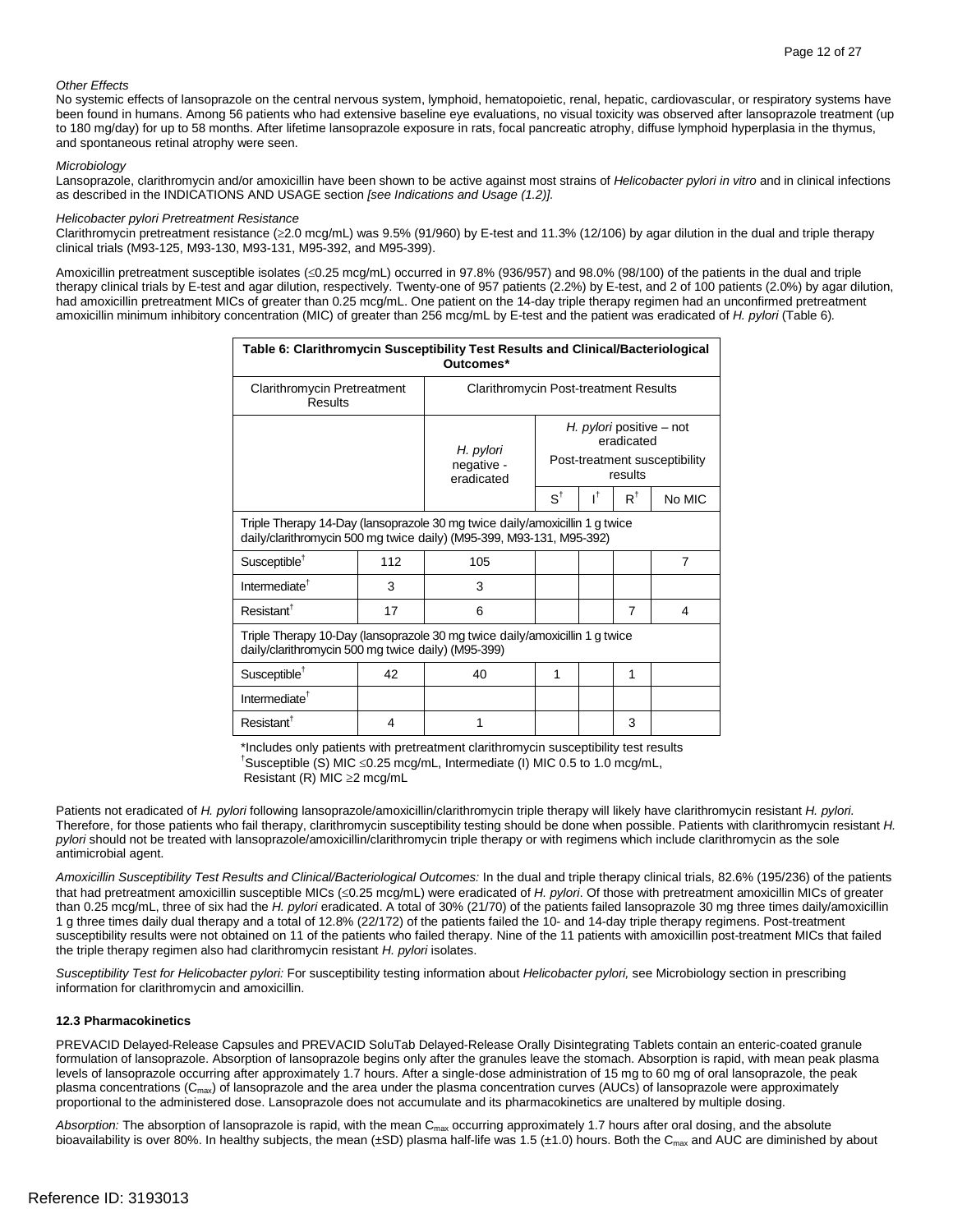*Other Effects*

No systemic effects of lansoprazole on the central nervous system, lymphoid, hematopoietic, renal, hepatic, cardiovascular, or respiratory systems have been found in humans. Among 56 patients who had extensive baseline eye evaluations, no visual toxicity was observed after lansoprazole treatment (up to 180 mg/day) for up to 58 months. After lifetime lansoprazole exposure in rats, focal pancreatic atrophy, diffuse lymphoid hyperplasia in the thymus, and spontaneous retinal atrophy were seen.

*Microbiology*

Lansoprazole, clarithromycin and/or amoxicillin have been shown to be active against most strains of *Helicobacter pylori in vitro* and in clinical infections as described in the INDICATIONS AND USAGE section *[see Indications and Usage (1.2)].*

*Helicobacter pylori Pretreatment Resistance*

Clarithromycin pretreatment resistance (≥2.0 mcg/mL) was 9.5% (91/960) by E-test and 11.3% (12/106) by agar dilution in the dual and triple therapy clinical trials (M93-125, M93-130, M93-131, M95-392, and M95-399).

Amoxicillin pretreatment susceptible isolates (≤0.25 mcg/mL) occurred in 97.8% (936/957) and 98.0% (98/100) of the patients in the dual and triple therapy clinical trials by E-test and agar dilution, respectively. Twenty-one of 957 patients (2.2%) by E-test, and 2 of 100 patients (2.0%) by agar dilution, had amoxicillin pretreatment MICs of greater than 0.25 mcg/mL. One patient on the 14-day triple therapy regimen had an unconfirmed pretreatment amoxicillin minimum inhibitory concentration (MIC) of greater than 256 mcg/mL by E-test and the patient was eradicated of *H. pylori* (Table 6).

**Table 6: Clarithromycin Susceptibility Test Results and Clinical/Bacteriological Outcomes***

| Clarithromycin Pretreatment Results | | Clarithromycin Post-treatment Results | | | | |
|---|---|---|---|---|---|---|
| | | *H. pylori* negative - eradicated | *H. pylori* positive – not eradicated Post-treatment susceptibility results | | | |
| | | | S[†] | I[†] | R[†] | No MIC |
| Triple Therapy 14-Day (lansoprazole 30 mg twice daily/amoxicillin 1 g twice daily/clarithromycin 500 mg twice daily) (M95-399, M93-131, M95-392) | | | | | | |
| Susceptible[†] | 112 | 105 | | | | 7 |
| Intermediate[†] | 3 | 3 | | | | |
| Resistant[†] | 17 | 6 | | | 7 | 4 |
| Triple Therapy 10-Day (lansoprazole 30 mg twice daily/amoxicillin 1 g twice daily/clarithromycin 500 mg twice daily) (M95-399) | | | | | | |
| Susceptible[†] | 42 | 40 | 1 | | 1 | |
| Intermediate[†] | | | | | | |
| Resistant[†] | 4 | 1 | | | 3 | |

*Includes only patients with pretreatment clarithromycin susceptibility test results
[†]Susceptible (S) MIC ≤0.25 mcg/mL, Intermediate (I) MIC 0.5 to 1.0 mcg/mL, Resistant (R) MIC ≥2 mcg/mL

Patients not eradicated of *H. pylori* following lansoprazole/amoxicillin/clarithromycin triple therapy will likely have clarithromycin resistant *H. pylori.* Therefore, for those patients who fail therapy, clarithromycin susceptibility testing should be done when possible. Patients with clarithromycin resistant *H. pylori* should not be treated with lansoprazole/amoxicillin/clarithromycin triple therapy or with regimens which include clarithromycin as the sole antimicrobial agent.

*Amoxicillin Susceptibility Test Results and Clinical/Bacteriological Outcomes:* In the dual and triple therapy clinical trials, 82.6% (195/236) of the patients that had pretreatment amoxicillin susceptible MICs (≤0.25 mcg/mL) were eradicated of *H. pylori*. Of those with pretreatment amoxicillin MICs of greater than 0.25 mcg/mL, three of six had the *H. pylori* eradicated. A total of 30% (21/70) of the patients failed lansoprazole 30 mg three times daily/amoxicillin 1 g three times daily dual therapy and a total of 12.8% (22/172) of the patients failed the 10- and 14-day triple therapy regimens. Post-treatment susceptibility results were not obtained on 11 of the patients who failed therapy. Nine of the 11 patients with amoxicillin post-treatment MICs that failed the triple therapy regimen also had clarithromycin resistant *H. pylori* isolates.

*Susceptibility Test for Helicobacter pylori:* For susceptibility testing information about *Helicobacter pylori,* see Microbiology section in prescribing information for clarithromycin and amoxicillin.

### 12.3 Pharmacokinetics

PREVACID Delayed-Release Capsules and PREVACID SoluTab Delayed-Release Orally Disintegrating Tablets contain an enteric-coated granule formulation of lansoprazole. Absorption of lansoprazole begins only after the granules leave the stomach. Absorption is rapid, with mean peak plasma levels of lansoprazole occurring after approximately 1.7 hours. After a single-dose administration of 15 mg to 60 mg of oral lansoprazole, the peak plasma concentrations ($C_{max}$) of lansoprazole and the area under the plasma concentration curves (AUCs) of lansoprazole were approximately proportional to the administered dose. Lansoprazole does not accumulate and its pharmacokinetics are unaltered by multiple dosing.

*Absorption:* The absorption of lansoprazole is rapid, with the mean $C_{max}$ occurring approximately 1.7 hours after oral dosing, and the absolute bioavailability is over 80%. In healthy subjects, the mean (±SD) plasma half-life was 1.5 (±1.0) hours. Both the $C_{max}$ and AUC are diminished by about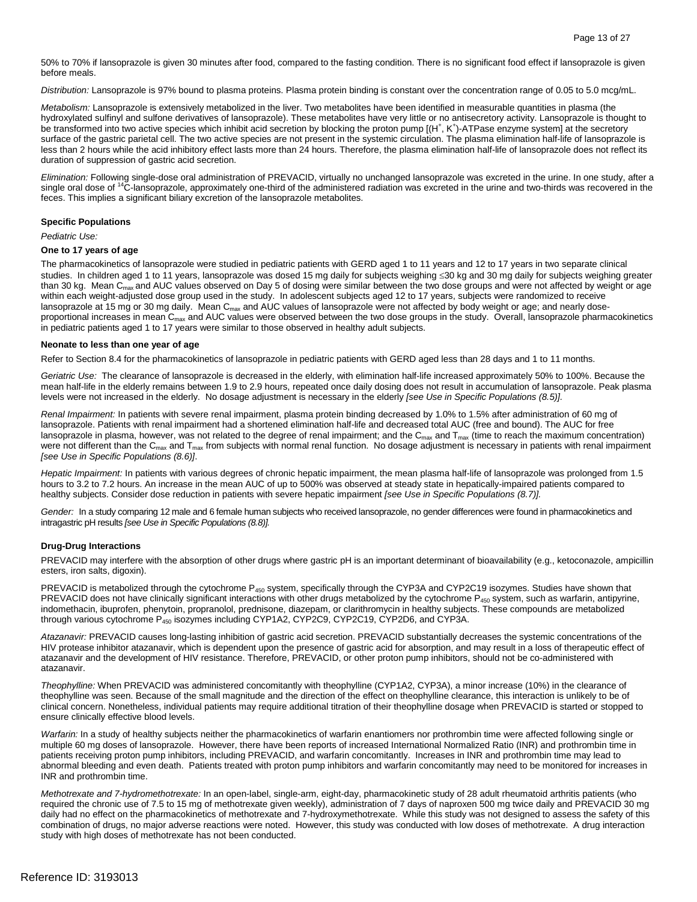50% to 70% if lansoprazole is given 30 minutes after food, compared to the fasting condition. There is no significant food effect if lansoprazole is given before meals.

*Distribution:* Lansoprazole is 97% bound to plasma proteins. Plasma protein binding is constant over the concentration range of 0.05 to 5.0 mcg/mL.

*Metabolism:* Lansoprazole is extensively metabolized in the liver. Two metabolites have been identified in measurable quantities in plasma (the hydroxylated sulfinyl and sulfone derivatives of lansoprazole). These metabolites have very little or no antisecretory activity. Lansoprazole is thought to be transformed into two active species which inhibit acid secretion by blocking the proton pump [($H^+$, $K^+$)-ATPase enzyme system] at the secretory surface of the gastric parietal cell. The two active species are not present in the systemic circulation. The plasma elimination half-life of lansoprazole is less than 2 hours while the acid inhibitory effect lasts more than 24 hours. Therefore, the plasma elimination half-life of lansoprazole does not reflect its duration of suppression of gastric acid secretion.

*Elimination:* Following single-dose oral administration of PREVACID, virtually no unchanged lansoprazole was excreted in the urine. In one study, after a single oral dose of $^{14}$C-lansoprazole, approximately one-third of the administered radiation was excreted in the urine and two-thirds was recovered in the feces. This implies a significant biliary excretion of the lansoprazole metabolites.

**Specific Populations**

*Pediatric Use:*

**One to 17 years of age**

The pharmacokinetics of lansoprazole were studied in pediatric patients with GERD aged 1 to 11 years and 12 to 17 years in two separate clinical studies. In children aged 1 to 11 years, lansoprazole was dosed 15 mg daily for subjects weighing ≤30 kg and 30 mg daily for subjects weighing greater than 30 kg. Mean $C_{max}$ and AUC values observed on Day 5 of dosing were similar between the two dose groups and were not affected by weight or age within each weight-adjusted dose group used in the study. In adolescent subjects aged 12 to 17 years, subjects were randomized to receive lansoprazole at 15 mg or 30 mg daily. Mean $C_{max}$ and AUC values of lansoprazole were not affected by body weight or age; and nearly dose-proportional increases in mean $C_{max}$ and AUC values were observed between the two dose groups in the study. Overall, lansoprazole pharmacokinetics in pediatric patients aged 1 to 17 years were similar to those observed in healthy adult subjects.

**Neonate to less than one year of age**

Refer to Section 8.4 for the pharmacokinetics of lansoprazole in pediatric patients with GERD aged less than 28 days and 1 to 11 months.

*Geriatric Use:* The clearance of lansoprazole is decreased in the elderly, with elimination half-life increased approximately 50% to 100%. Because the mean half-life in the elderly remains between 1.9 to 2.9 hours, repeated once daily dosing does not result in accumulation of lansoprazole. Peak plasma levels were not increased in the elderly. No dosage adjustment is necessary in the elderly *[see Use in Specific Populations (8.5)]*.

*Renal Impairment:* In patients with severe renal impairment, plasma protein binding decreased by 1.0% to 1.5% after administration of 60 mg of lansoprazole. Patients with renal impairment had a shortened elimination half-life and decreased total AUC (free and bound). The AUC for free lansoprazole in plasma, however, was not related to the degree of renal impairment; and the $C_{max}$ and $T_{max}$ (time to reach the maximum concentration) were not different than the $C_{max}$ and $T_{max}$ from subjects with normal renal function. No dosage adjustment is necessary in patients with renal impairment *[see Use in Specific Populations (8.6)]*.

*Hepatic Impairment:* In patients with various degrees of chronic hepatic impairment, the mean plasma half-life of lansoprazole was prolonged from 1.5 hours to 3.2 to 7.2 hours. An increase in the mean AUC of up to 500% was observed at steady state in hepatically-impaired patients compared to healthy subjects. Consider dose reduction in patients with severe hepatic impairment *[see Use in Specific Populations (8.7)].*

*Gender:* In a study comparing 12 male and 6 female human subjects who received lansoprazole, no gender differences were found in pharmacokinetics and intragastric pH results *[see Use in Specific Populations (8.8)].*

**Drug-Drug Interactions**

PREVACID may interfere with the absorption of other drugs where gastric pH is an important determinant of bioavailability (e.g., ketoconazole, ampicillin esters, iron salts, digoxin).

PREVACID is metabolized through the cytochrome $P_{450}$ system, specifically through the CYP3A and CYP2C19 isozymes. Studies have shown that PREVACID does not have clinically significant interactions with other drugs metabolized by the cytochrome $P_{450}$ system, such as warfarin, antipyrine, indomethacin, ibuprofen, phenytoin, propranolol, prednisone, diazepam, or clarithromycin in healthy subjects. These compounds are metabolized through various cytochrome $P_{450}$ isozymes including CYP1A2, CYP2C9, CYP2C19, CYP2D6, and CYP3A.

*Atazanavir:* PREVACID causes long-lasting inhibition of gastric acid secretion. PREVACID substantially decreases the systemic concentrations of the HIV protease inhibitor atazanavir, which is dependent upon the presence of gastric acid for absorption, and may result in a loss of therapeutic effect of atazanavir and the development of HIV resistance. Therefore, PREVACID, or other proton pump inhibitors, should not be co-administered with atazanavir.

*Theophylline:* When PREVACID was administered concomitantly with theophylline (CYP1A2, CYP3A), a minor increase (10%) in the clearance of theophylline was seen. Because of the small magnitude and the direction of the effect on theophylline clearance, this interaction is unlikely to be of clinical concern. Nonetheless, individual patients may require additional titration of their theophylline dosage when PREVACID is started or stopped to ensure clinically effective blood levels.

*Warfarin:* In a study of healthy subjects neither the pharmacokinetics of warfarin enantiomers nor prothrombin time were affected following single or multiple 60 mg doses of lansoprazole. However, there have been reports of increased International Normalized Ratio (INR) and prothrombin time in patients receiving proton pump inhibitors, including PREVACID, and warfarin concomitantly. Increases in INR and prothrombin time may lead to abnormal bleeding and even death. Patients treated with proton pump inhibitors and warfarin concomitantly may need to be monitored for increases in INR and prothrombin time.

*Methotrexate and 7-hydromethotrexate:* In an open-label, single-arm, eight-day, pharmacokinetic study of 28 adult rheumatoid arthritis patients (who required the chronic use of 7.5 to 15 mg of methotrexate given weekly), administration of 7 days of naproxen 500 mg twice daily and PREVACID 30 mg daily had no effect on the pharmacokinetics of methotrexate and 7-hydroxymethotrexate. While this study was not designed to assess the safety of this combination of drugs, no major adverse reactions were noted. However, this study was conducted with low doses of methotrexate. A drug interaction study with high doses of methotrexate has not been conducted.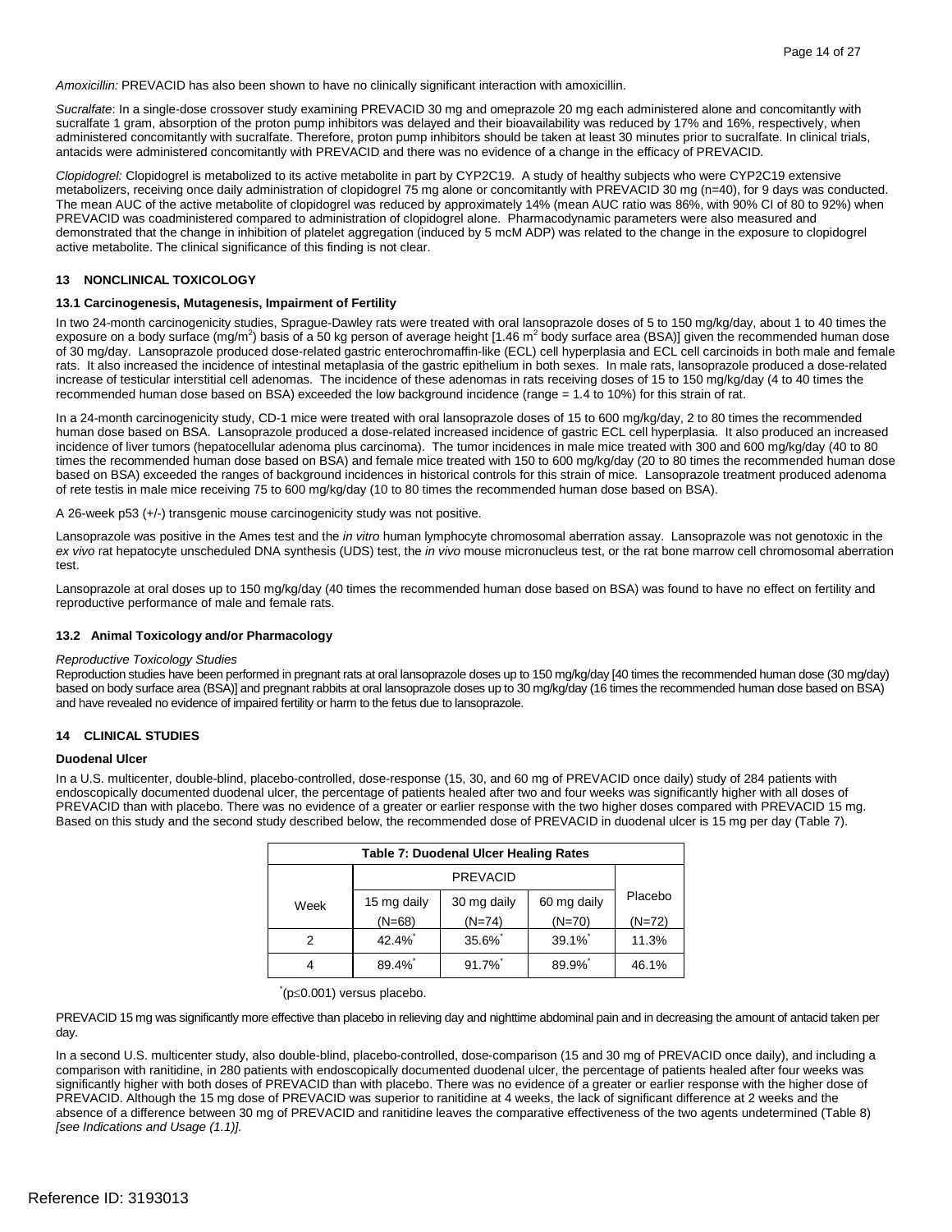*Amoxicillin:* PREVACID has also been shown to have no clinically significant interaction with amoxicillin.

*Sucralfate*: In a single-dose crossover study examining PREVACID 30 mg and omeprazole 20 mg each administered alone and concomitantly with sucralfate 1 gram, absorption of the proton pump inhibitors was delayed and their bioavailability was reduced by 17% and 16%, respectively, when administered concomitantly with sucralfate. Therefore, proton pump inhibitors should be taken at least 30 minutes prior to sucralfate. In clinical trials, antacids were administered concomitantly with PREVACID and there was no evidence of a change in the efficacy of PREVACID.

*Clopidogrel:* Clopidogrel is metabolized to its active metabolite in part by CYP2C19. A study of healthy subjects who were CYP2C19 extensive metabolizers, receiving once daily administration of clopidogrel 75 mg alone or concomitantly with PREVACID 30 mg (n=40), for 9 days was conducted. The mean AUC of the active metabolite of clopidogrel was reduced by approximately 14% (mean AUC ratio was 86%, with 90% CI of 80 to 92%) when PREVACID was coadministered compared to administration of clopidogrel alone. Pharmacodynamic parameters were also measured and demonstrated that the change in inhibition of platelet aggregation (induced by 5 mcM ADP) was related to the change in the exposure to clopidogrel active metabolite. The clinical significance of this finding is not clear.

## 13 NONCLINICAL TOXICOLOGY

### 13.1 Carcinogenesis, Mutagenesis, Impairment of Fertility

In two 24-month carcinogenicity studies, Sprague-Dawley rats were treated with oral lansoprazole doses of 5 to 150 mg/kg/day, about 1 to 40 times the exposure on a body surface (mg/$m^2$) basis of a 50 kg person of average height [1.46 $m^2$ body surface area (BSA)] given the recommended human dose of 30 mg/day. Lansoprazole produced dose-related gastric enterochromaffin-like (ECL) cell hyperplasia and ECL cell carcinoids in both male and female rats. It also increased the incidence of intestinal metaplasia of the gastric epithelium in both sexes. In male rats, lansoprazole produced a dose-related increase of testicular interstitial cell adenomas. The incidence of these adenomas in rats receiving doses of 15 to 150 mg/kg/day (4 to 40 times the recommended human dose based on BSA) exceeded the low background incidence (range = 1.4 to 10%) for this strain of rat.

In a 24-month carcinogenicity study, CD-1 mice were treated with oral lansoprazole doses of 15 to 600 mg/kg/day, 2 to 80 times the recommended human dose based on BSA. Lansoprazole produced a dose-related increased incidence of gastric ECL cell hyperplasia. It also produced an increased incidence of liver tumors (hepatocellular adenoma plus carcinoma). The tumor incidences in male mice treated with 300 and 600 mg/kg/day (40 to 80 times the recommended human dose based on BSA) and female mice treated with 150 to 600 mg/kg/day (20 to 80 times the recommended human dose based on BSA) exceeded the ranges of background incidences in historical controls for this strain of mice. Lansoprazole treatment produced adenoma of rete testis in male mice receiving 75 to 600 mg/kg/day (10 to 80 times the recommended human dose based on BSA).

A 26-week p53 (+/-) transgenic mouse carcinogenicity study was not positive.

Lansoprazole was positive in the Ames test and the *in vitro* human lymphocyte chromosomal aberration assay. Lansoprazole was not genotoxic in the *ex vivo* rat hepatocyte unscheduled DNA synthesis (UDS) test, the *in vivo* mouse micronucleus test, or the rat bone marrow cell chromosomal aberration test.

Lansoprazole at oral doses up to 150 mg/kg/day (40 times the recommended human dose based on BSA) was found to have no effect on fertility and reproductive performance of male and female rats.

### 13.2 Animal Toxicology and/or Pharmacology

*Reproductive Toxicology Studies*

Reproduction studies have been performed in pregnant rats at oral lansoprazole doses up to 150 mg/kg/day [40 times the recommended human dose (30 mg/day) based on body surface area (BSA)] and pregnant rabbits at oral lansoprazole doses up to 30 mg/kg/day (16 times the recommended human dose based on BSA) and have revealed no evidence of impaired fertility or harm to the fetus due to lansoprazole.

## 14 CLINICAL STUDIES

**Duodenal Ulcer**

In a U.S. multicenter, double-blind, placebo-controlled, dose-response (15, 30, and 60 mg of PREVACID once daily) study of 284 patients with endoscopically documented duodenal ulcer, the percentage of patients healed after two and four weeks was significantly higher with all doses of PREVACID than with placebo. There was no evidence of a greater or earlier response with the two higher doses compared with PREVACID 15 mg. Based on this study and the second study described below, the recommended dose of PREVACID in duodenal ulcer is 15 mg per day (Table 7).

**Table 7: Duodenal Ulcer Healing Rates**

| Week | PREVACID | | | Placebo |
|---|---|---|---|---|
| | 15 mg daily (N=68) | 30 mg daily (N=74) | 60 mg daily (N=70) | (N=72) |
| 2 | 42.4%* | 35.6%* | 39.1%* | 11.3% |
| 4 | 89.4%* | 91.7%* | 89.9%* | 46.1% |

*($p \leq 0.001$) versus placebo.

PREVACID 15 mg was significantly more effective than placebo in relieving day and nighttime abdominal pain and in decreasing the amount of antacid taken per day.

In a second U.S. multicenter study, also double-blind, placebo-controlled, dose-comparison (15 and 30 mg of PREVACID once daily), and including a comparison with ranitidine, in 280 patients with endoscopically documented duodenal ulcer, the percentage of patients healed after four weeks was significantly higher with both doses of PREVACID than with placebo. There was no evidence of a greater or earlier response with the higher dose of PREVACID. Although the 15 mg dose of PREVACID was superior to ranitidine at 4 weeks, the lack of significant difference at 2 weeks and the absence of a difference between 30 mg of PREVACID and ranitidine leaves the comparative effectiveness of the two agents undetermined (Table 8) *[see Indications and Usage (1.1)].*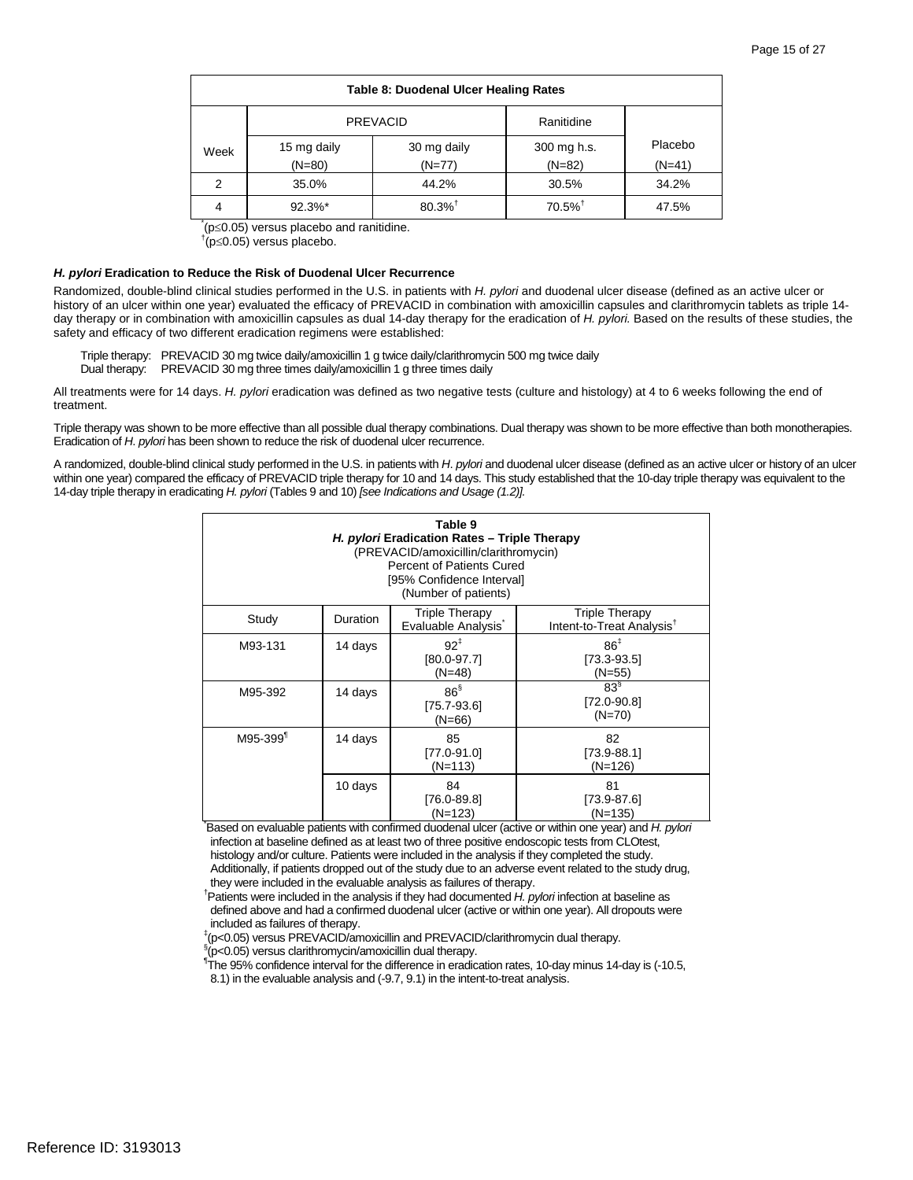| Table 8: Duodenal Ulcer Healing Rates | | | | |
|---|---|---|---|---|
| | PREVACID | | Ranitidine | |
| Week | 15 mg daily (N=80) | 30 mg daily (N=77) | 300 mg h.s. (N=82) | Placebo (N=41) |
| 2 | 35.0% | 44.2% | 30.5% | 34.2% |
| 4 | 92.3%* | 80.3%† | 70.5%† | 47.5% |

*(p≤0.05) versus placebo and ranitidine.
†(p≤0.05) versus placebo.

***H. pylori*** **Eradication to Reduce the Risk of Duodenal Ulcer Recurrence**

Randomized, double-blind clinical studies performed in the U.S. in patients with *H. pylori* and duodenal ulcer disease (defined as an active ulcer or history of an ulcer within one year) evaluated the efficacy of PREVACID in combination with amoxicillin capsules and clarithromycin tablets as triple 14-day therapy or in combination with amoxicillin capsules as dual 14-day therapy for the eradication of *H. pylori.* Based on the results of these studies, the safety and efficacy of two different eradication regimens were established:

Triple therapy: PREVACID 30 mg twice daily/amoxicillin 1 g twice daily/clarithromycin 500 mg twice daily
Dual therapy: PREVACID 30 mg three times daily/amoxicillin 1 g three times daily

All treatments were for 14 days. *H. pylori* eradication was defined as two negative tests (culture and histology) at 4 to 6 weeks following the end of treatment.

Triple therapy was shown to be more effective than all possible dual therapy combinations. Dual therapy was shown to be more effective than both monotherapies. Eradication of *H. pylori* has been shown to reduce the risk of duodenal ulcer recurrence.

A randomized, double-blind clinical study performed in the U.S. in patients with *H. pylori* and duodenal ulcer disease (defined as an active ulcer or history of an ulcer within one year) compared the efficacy of PREVACID triple therapy for 10 and 14 days. This study established that the 10-day triple therapy was equivalent to the 14-day triple therapy in eradicating *H. pylori* (Tables 9 and 10) *[see Indications and Usage (1.2)].*

**Table 9**
***H. pylori*** **Eradication Rates – Triple Therapy**
(PREVACID/amoxicillin/clarithromycin)
Percent of Patients Cured
[95% Confidence Interval]
(Number of patients)

| Study | Duration | Triple Therapy Evaluable Analysis* | Triple Therapy Intent-to-Treat Analysis† |
|---|---|---|---|
| M93-131 | 14 days | 92‡ [80.0-97.7] (N=48) | 86‡ [73.3-93.5] (N=55) |
| M95-392 | 14 days | 86§ [75.7-93.6] (N=66) | 83§ [72.0-90.8] (N=70) |
| M95-399¶ | 14 days | 85 [77.0-91.0] (N=113) | 82 [73.9-88.1] (N=126) |
| | 10 days | 84 [76.0-89.8] (N=123) | 81 [73.9-87.6] (N=135) |

*Based on evaluable patients with confirmed duodenal ulcer (active or within one year) and *H. pylori* infection at baseline defined as at least two of three positive endoscopic tests from CLOtest, histology and/or culture. Patients were included in the analysis if they completed the study. Additionally, if patients dropped out of the study due to an adverse event related to the study drug, they were included in the evaluable analysis as failures of therapy.
†Patients were included in the analysis if they had documented *H. pylori* infection at baseline as defined above and had a confirmed duodenal ulcer (active or within one year). All dropouts were included as failures of therapy.
‡(p<0.05) versus PREVACID/amoxicillin and PREVACID/clarithromycin dual therapy.
§(p<0.05) versus clarithromycin/amoxicillin dual therapy.
¶The 95% confidence interval for the difference in eradication rates, 10-day minus 14-day is (-10.5, 8.1) in the evaluable analysis and (-9.7, 9.1) in the intent-to-treat analysis.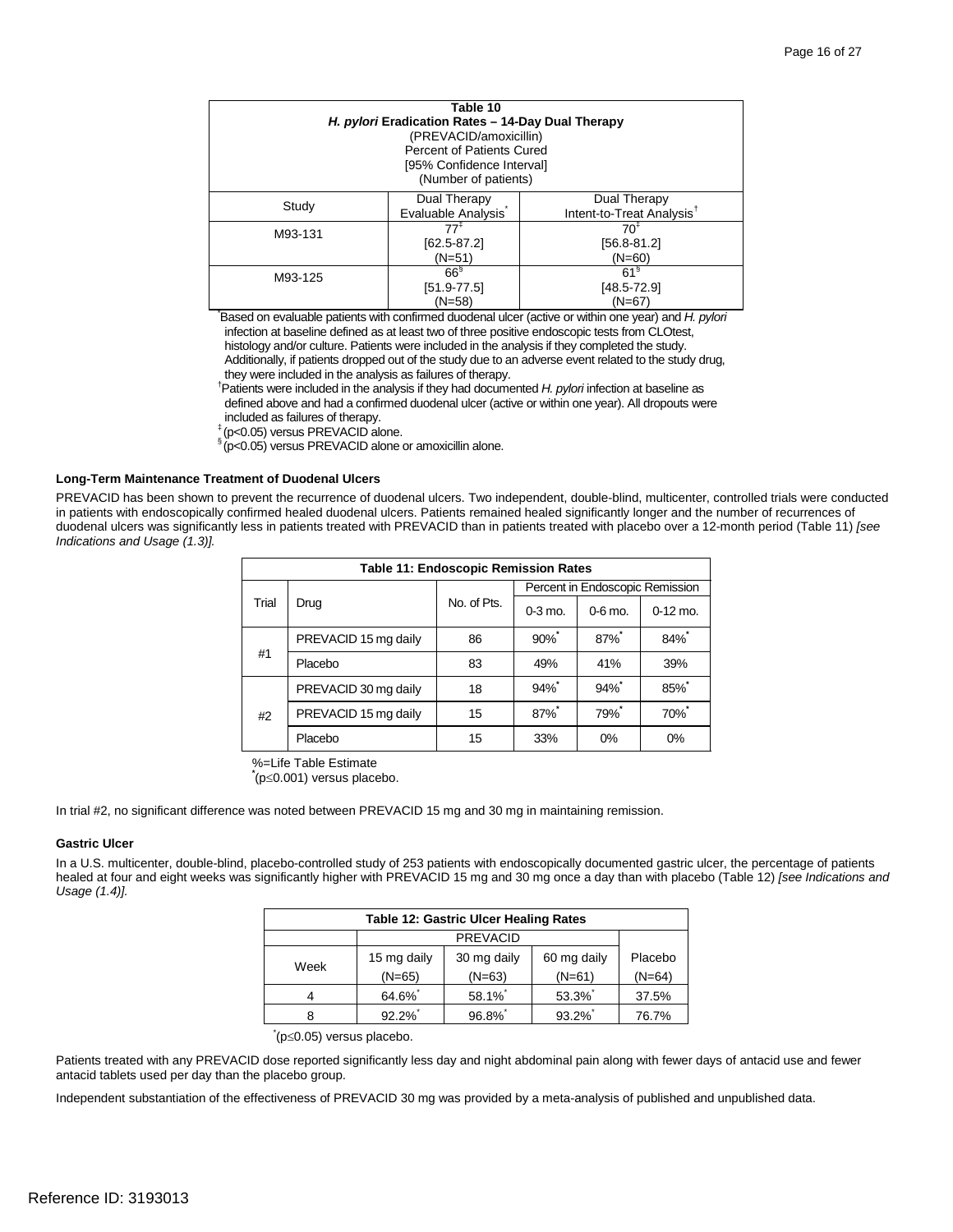| Table 10<br>*H. pylori* Eradication Rates – 14-Day Dual Therapy<br>(PREVACID/amoxicillin)<br>Percent of Patients Cured<br>[95% Confidence Interval]<br>(Number of patients) | | |
|---|---|---|
| Study | Dual Therapy<br>Evaluable Analysis* | Dual Therapy<br>Intent-to-Treat Analysis† |
| M93-131 | 77‡<br>[62.5-87.2]<br>(N=51) | 70‡<br>[56.8-81.2]<br>(N=60) |
| M93-125 | 66§<br>[51.9-77.5]<br>(N=58) | 61§<br>[48.5-72.9]<br>(N=67) |

*Based on evaluable patients with confirmed duodenal ulcer (active or within one year) and *H. pylori* infection at baseline defined as at least two of three positive endoscopic tests from CLOtest, histology and/or culture. Patients were included in the analysis if they completed the study. Additionally, if patients dropped out of the study due to an adverse event related to the study drug, they were included in the analysis as failures of therapy.

†Patients were included in the analysis if they had documented *H. pylori* infection at baseline as defined above and had a confirmed duodenal ulcer (active or within one year). All dropouts were included as failures of therapy.

‡ ($p<0.05$) versus PREVACID alone.

§ ($p<0.05$) versus PREVACID alone or amoxicillin alone.

**Long-Term Maintenance Treatment of Duodenal Ulcers**

PREVACID has been shown to prevent the recurrence of duodenal ulcers. Two independent, double-blind, multicenter, controlled trials were conducted in patients with endoscopically confirmed healed duodenal ulcers. Patients remained healed significantly longer and the number of recurrences of duodenal ulcers was significantly less in patients treated with PREVACID than in patients treated with placebo over a 12-month period (Table 11) *[see Indications and Usage (1.3)].*

| Table 11: Endoscopic Remission Rates | | | | | |
|---|---|---|---|---|---|
| Trial | Drug | No. of Pts. | Percent in Endoscopic Remission | | |
| | | | 0-3 mo. | 0-6 mo. | 0-12 mo. |
| #1 | PREVACID 15 mg daily | 86 | 90%* | 87%* | 84%* |
| | Placebo | 83 | 49% | 41% | 39% |
| #2 | PREVACID 30 mg daily | 18 | 94%* | 94%* | 85%* |
| | PREVACID 15 mg daily | 15 | 87%* | 79%* | 70%* |
| | Placebo | 15 | 33% | 0% | 0% |

%=Life Table Estimate

*($p\leq0.001$) versus placebo.

In trial #2, no significant difference was noted between PREVACID 15 mg and 30 mg in maintaining remission.

**Gastric Ulcer**

In a U.S. multicenter, double-blind, placebo-controlled study of 253 patients with endoscopically documented gastric ulcer, the percentage of patients healed at four and eight weeks was significantly higher with PREVACID 15 mg and 30 mg once a day than with placebo (Table 12) *[see Indications and Usage (1.4)].*

| Table 12: Gastric Ulcer Healing Rates | | | | |
|---|---|---|---|---|
| | PREVACID | | | |
| Week | 15 mg daily<br>(N=65) | 30 mg daily<br>(N=63) | 60 mg daily<br>(N=61) | Placebo<br>(N=64) |
| 4 | 64.6%* | 58.1%* | 53.3%* | 37.5% |
| 8 | 92.2%* | 96.8%* | 93.2%* | 76.7% |

*($p\leq0.05$) versus placebo.

Patients treated with any PREVACID dose reported significantly less day and night abdominal pain along with fewer days of antacid use and fewer antacid tablets used per day than the placebo group.

Independent substantiation of the effectiveness of PREVACID 30 mg was provided by a meta-analysis of published and unpublished data.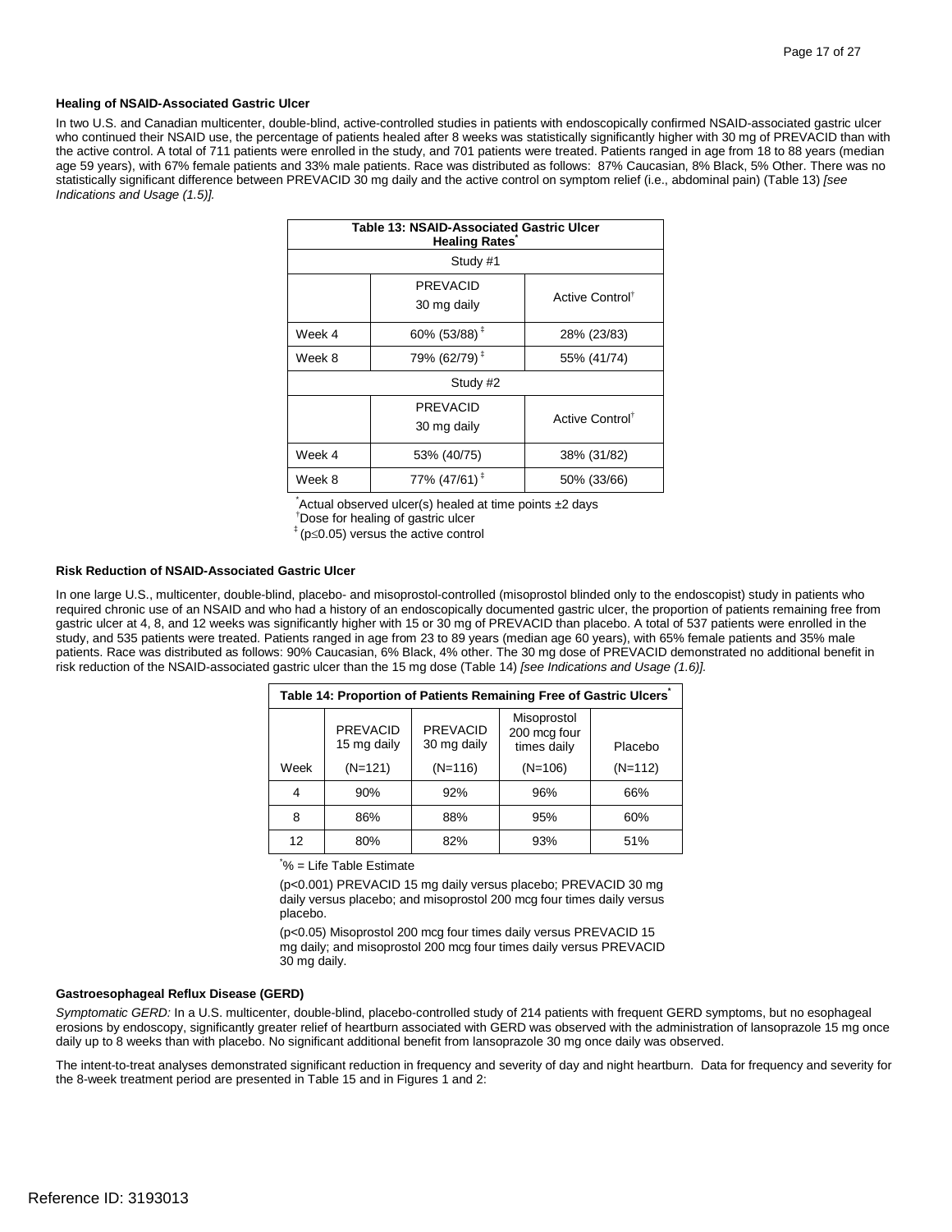**Healing of NSAID-Associated Gastric Ulcer**

In two U.S. and Canadian multicenter, double-blind, active-controlled studies in patients with endoscopically confirmed NSAID-associated gastric ulcer who continued their NSAID use, the percentage of patients healed after 8 weeks was statistically significantly higher with 30 mg of PREVACID than with the active control. A total of 711 patients were enrolled in the study, and 701 patients were treated. Patients ranged in age from 18 to 88 years (median age 59 years), with 67% female patients and 33% male patients. Race was distributed as follows: 87% Caucasian, 8% Black, 5% Other. There was no statistically significant difference between PREVACID 30 mg daily and the active control on symptom relief (i.e., abdominal pain) (Table 13) *[see Indications and Usage (1.5)].*

**Table 13: NSAID-Associated Gastric Ulcer Healing Rates[*]**

| | PREVACID 30 mg daily | Active Control[†] |
|---|---|---|
| **Study #1** | | |
| Week 4 | 60% (53/88)[‡] | 28% (23/83) |
| Week 8 | 79% (62/79)[‡] | 55% (41/74) |
| **Study #2** | | |
| Week 4 | 53% (40/75) | 38% (31/82) |
| Week 8 | 77% (47/61)[‡] | 50% (33/66) |

[*]Actual observed ulcer(s) healed at time points ±2 days
[†]Dose for healing of gastric ulcer
[‡] ($p \leq 0.05$) versus the active control

**Risk Reduction of NSAID-Associated Gastric Ulcer**

In one large U.S., multicenter, double-blind, placebo- and misoprostol-controlled (misoprostol blinded only to the endoscopist) study in patients who required chronic use of an NSAID and who had a history of an endoscopically documented gastric ulcer, the proportion of patients remaining free from gastric ulcer at 4, 8, and 12 weeks was significantly higher with 15 or 30 mg of PREVACID than placebo. A total of 537 patients were enrolled in the study, and 535 patients were treated. Patients ranged in age from 23 to 89 years (median age 60 years), with 65% female patients and 35% male patients. Race was distributed as follows: 90% Caucasian, 6% Black, 4% other. The 30 mg dose of PREVACID demonstrated no additional benefit in risk reduction of the NSAID-associated gastric ulcer than the 15 mg dose (Table 14) *[see Indications and Usage (1.6)].*

**Table 14: Proportion of Patients Remaining Free of Gastric Ulcers[*]**

| Week | PREVACID 15 mg daily (N=121) | PREVACID 30 mg daily (N=116) | Misoprostol 200 mcg four times daily (N=106) | Placebo (N=112) |
|---|---|---|---|---|
| 4 | 90% | 92% | 96% | 66% |
| 8 | 86% | 88% | 95% | 60% |
| 12 | 80% | 82% | 93% | 51% |

[*]% = Life Table Estimate

($p<0.001$) PREVACID 15 mg daily versus placebo; PREVACID 30 mg daily versus placebo; and misoprostol 200 mcg four times daily versus placebo.

($p<0.05$) Misoprostol 200 mcg four times daily versus PREVACID 15 mg daily; and misoprostol 200 mcg four times daily versus PREVACID 30 mg daily.

**Gastroesophageal Reflux Disease (GERD)**

*Symptomatic GERD:* In a U.S. multicenter, double-blind, placebo-controlled study of 214 patients with frequent GERD symptoms, but no esophageal erosions by endoscopy, significantly greater relief of heartburn associated with GERD was observed with the administration of lansoprazole 15 mg once daily up to 8 weeks than with placebo. No significant additional benefit from lansoprazole 30 mg once daily was observed.

The intent-to-treat analyses demonstrated significant reduction in frequency and severity of day and night heartburn. Data for frequency and severity for the 8-week treatment period are presented in Table 15 and in Figures 1 and 2: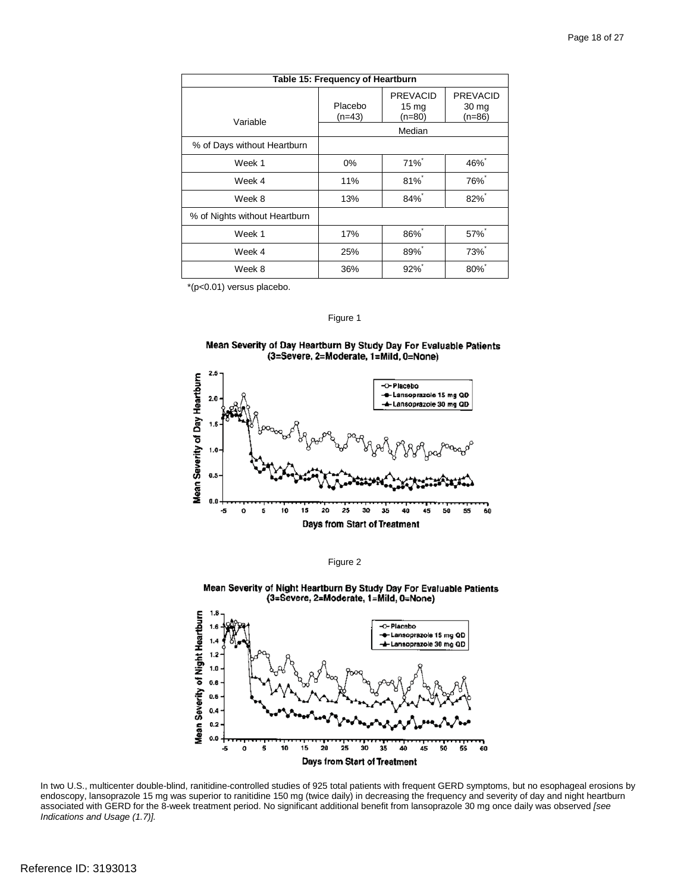| Table 15: Frequency of Heartburn | | | |
|---|---|---|---|
| Variable | Placebo (n=43) | PREVACID 15 mg (n=80) | PREVACID 30 mg (n=86) |
| | Median | | |
| % of Days without Heartburn | | | |
| Week 1 | 0% | 71%* | 46%* |
| Week 4 | 11% | 81%* | 76%* |
| Week 8 | 13% | 84%* | 82%* |
| % of Nights without Heartburn | | | |
| Week 1 | 17% | 86%* | 57%* |
| Week 4 | 25% | 89%* | 73%* |
| Week 8 | 36% | 92%* | 80%* |

*(p<0.01) versus placebo.

Figure 1

**Mean Severity of Day Heartburn By Study Day For Evaluable Patients (3=Severe, 2=Moderate, 1=Mild, 0=None)**

Figure 2

**Mean Severity of Night Heartburn By Study Day For Evaluable Patients (3=Severe, 2=Moderate, 1=Mild, 0=None)**

In two U.S., multicenter double-blind, ranitidine-controlled studies of 925 total patients with frequent GERD symptoms, but no esophageal erosions by endoscopy, lansoprazole 15 mg was superior to ranitidine 150 mg (twice daily) in decreasing the frequency and severity of day and night heartburn associated with GERD for the 8-week treatment period. No significant additional benefit from lansoprazole 30 mg once daily was observed *[see Indications and Usage (1.7)]*.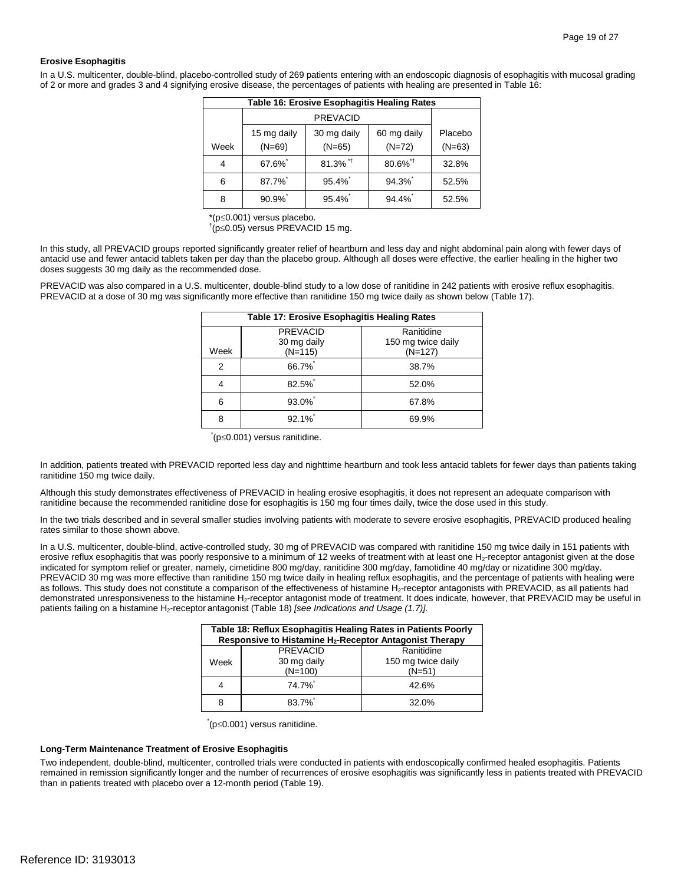**Erosive Esophagitis**

In a U.S. multicenter, double-blind, placebo-controlled study of 269 patients entering with an endoscopic diagnosis of esophagitis with mucosal grading of 2 or more and grades 3 and 4 signifying erosive disease, the percentages of patients with healing are presented in Table 16:

**Table 16: Erosive Esophagitis Healing Rates**

| | PREVACID | | | |
|---|---|---|---|---|
| Week | 15 mg daily (N=69) | 30 mg daily (N=65) | 60 mg daily (N=72) | Placebo (N=63) |
| 4 | 67.6%* | 81.3%*† | 80.6%*† | 32.8% |
| 6 | 87.7%* | 95.4%* | 94.3%* | 52.5% |
| 8 | 90.9%* | 95.4%* | 94.4%* | 52.5% |

*($p \leq 0.001$) versus placebo.
†($p \leq 0.05$) versus PREVACID 15 mg.

In this study, all PREVACID groups reported significantly greater relief of heartburn and less day and night abdominal pain along with fewer days of antacid use and fewer antacid tablets taken per day than the placebo group. Although all doses were effective, the earlier healing in the higher two doses suggests 30 mg daily as the recommended dose.

PREVACID was also compared in a U.S. multicenter, double-blind study to a low dose of ranitidine in 242 patients with erosive reflux esophagitis. PREVACID at a dose of 30 mg was significantly more effective than ranitidine 150 mg twice daily as shown below (Table 17).

**Table 17: Erosive Esophagitis Healing Rates**

| Week | PREVACID 30 mg daily (N=115) | Ranitidine 150 mg twice daily (N=127) |
|---|---|---|
| 2 | 66.7%* | 38.7% |
| 4 | 82.5%* | 52.0% |
| 6 | 93.0%* | 67.8% |
| 8 | 92.1%* | 69.9% |

*($p \leq 0.001$) versus ranitidine.

In addition, patients treated with PREVACID reported less day and nighttime heartburn and took less antacid tablets for fewer days than patients taking ranitidine 150 mg twice daily.

Although this study demonstrates effectiveness of PREVACID in healing erosive esophagitis, it does not represent an adequate comparison with ranitidine because the recommended ranitidine dose for esophagitis is 150 mg four times daily, twice the dose used in this study.

In the two trials described and in several smaller studies involving patients with moderate to severe erosive esophagitis, PREVACID produced healing rates similar to those shown above.

In a U.S. multicenter, double-blind, active-controlled study, 30 mg of PREVACID was compared with ranitidine 150 mg twice daily in 151 patients with erosive reflux esophagitis that was poorly responsive to a minimum of 12 weeks of treatment with at least one $H_2$-receptor antagonist given at the dose indicated for symptom relief or greater, namely, cimetidine 800 mg/day, ranitidine 300 mg/day, famotidine 40 mg/day or nizatidine 300 mg/day. PREVACID 30 mg was more effective than ranitidine 150 mg twice daily in healing reflux esophagitis, and the percentage of patients with healing were as follows. This study does not constitute a comparison of the effectiveness of histamine $H_2$-receptor antagonists with PREVACID, as all patients had demonstrated unresponsiveness to the histamine $H_2$-receptor antagonist mode of treatment. It does indicate, however, that PREVACID may be useful in patients failing on a histamine $H_2$-receptor antagonist (Table 18) *[see Indications and Usage (1.7)].*

**Table 18: Reflux Esophagitis Healing Rates in Patients Poorly Responsive to Histamine $H_2$-Receptor Antagonist Therapy**

| Week | PREVACID 30 mg daily (N=100) | Ranitidine 150 mg twice daily (N=51) |
|---|---|---|
| 4 | 74.7%* | 42.6% |
| 8 | 83.7%* | 32.0% |

*($p \leq 0.001$) versus ranitidine.

**Long-Term Maintenance Treatment of Erosive Esophagitis**

Two independent, double-blind, multicenter, controlled trials were conducted in patients with endoscopically confirmed healed esophagitis. Patients remained in remission significantly longer and the number of recurrences of erosive esophagitis was significantly less in patients treated with PREVACID than in patients treated with placebo over a 12-month period (Table 19).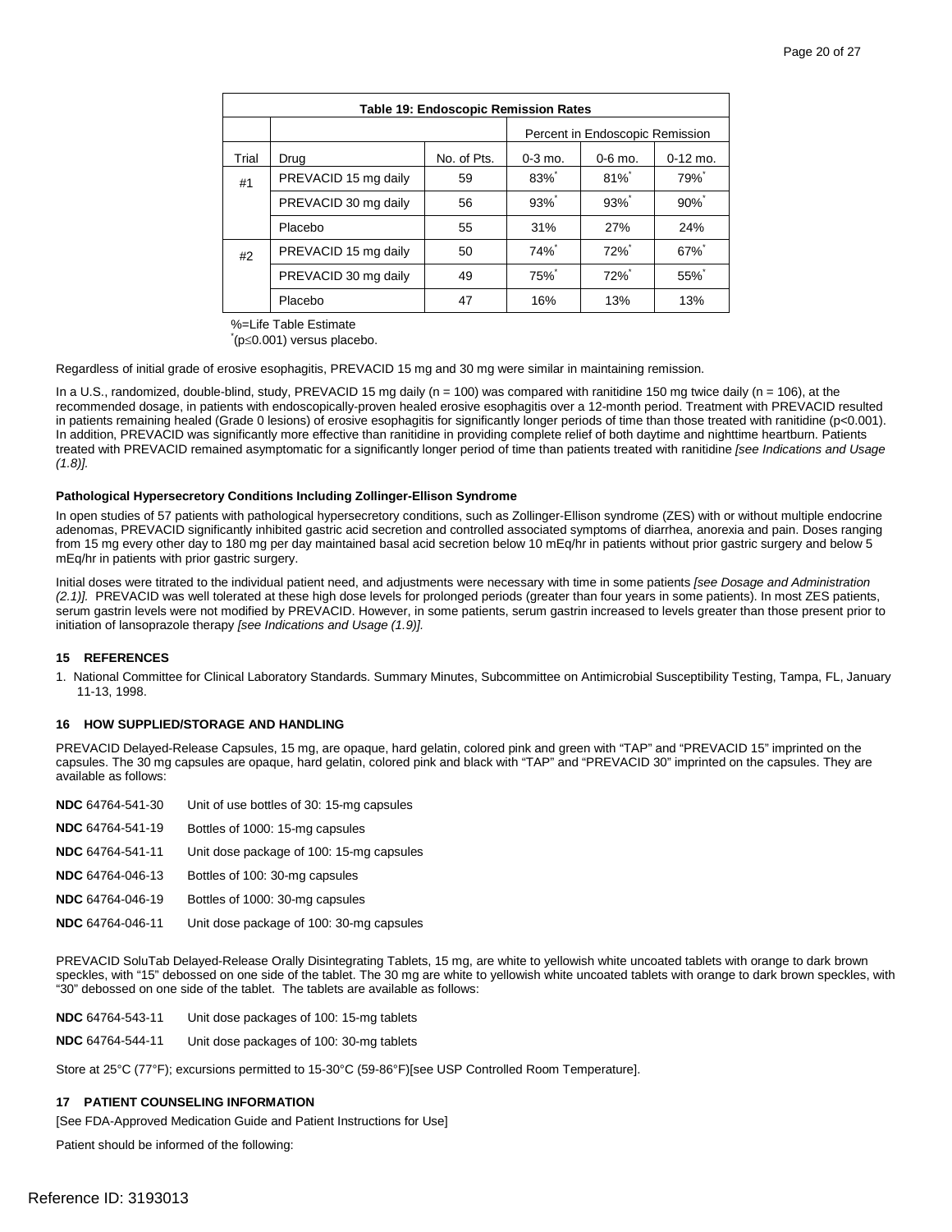**Table 19: Endoscopic Remission Rates**

| | | | Percent in Endoscopic Remission | | |
|---|---|---|---|---|---|
| Trial | Drug | No. of Pts. | 0-3 mo. | 0-6 mo. | 0-12 mo. |
| #1 | PREVACID 15 mg daily | 59 | 83%* | 81%* | 79%* |
| | PREVACID 30 mg daily | 56 | 93%* | 93%* | 90%* |
| | Placebo | 55 | 31% | 27% | 24% |
| #2 | PREVACID 15 mg daily | 50 | 74%* | 72%* | 67%* |
| | PREVACID 30 mg daily | 49 | 75%* | 72%* | 55%* |
| | Placebo | 47 | 16% | 13% | 13% |

%=Life Table Estimate

*($p \leq 0.001$) versus placebo.

Regardless of initial grade of erosive esophagitis, PREVACID 15 mg and 30 mg were similar in maintaining remission.

In a U.S., randomized, double-blind, study, PREVACID 15 mg daily (n = 100) was compared with ranitidine 150 mg twice daily (n = 106), at the recommended dosage, in patients with endoscopically-proven healed erosive esophagitis over a 12-month period. Treatment with PREVACID resulted in patients remaining healed (Grade 0 lesions) of erosive esophagitis for significantly longer periods of time than those treated with ranitidine ($p<0.001$). In addition, PREVACID was significantly more effective than ranitidine in providing complete relief of both daytime and nighttime heartburn. Patients treated with PREVACID remained asymptomatic for a significantly longer period of time than patients treated with ranitidine *[see Indications and Usage (1.8)].*

**Pathological Hypersecretory Conditions Including Zollinger-Ellison Syndrome**

In open studies of 57 patients with pathological hypersecretory conditions, such as Zollinger-Ellison syndrome (ZES) with or without multiple endocrine adenomas, PREVACID significantly inhibited gastric acid secretion and controlled associated symptoms of diarrhea, anorexia and pain. Doses ranging from 15 mg every other day to 180 mg per day maintained basal acid secretion below 10 mEq/hr in patients without prior gastric surgery and below 5 mEq/hr in patients with prior gastric surgery.

Initial doses were titrated to the individual patient need, and adjustments were necessary with time in some patients *[see Dosage and Administration (2.1)].* PREVACID was well tolerated at these high dose levels for prolonged periods (greater than four years in some patients). In most ZES patients, serum gastrin levels were not modified by PREVACID. However, in some patients, serum gastrin increased to levels greater than those present prior to initiation of lansoprazole therapy *[see Indications and Usage (1.9)].*

## 15 REFERENCES

1. National Committee for Clinical Laboratory Standards. Summary Minutes, Subcommittee on Antimicrobial Susceptibility Testing, Tampa, FL, January 11-13, 1998.

## 16 HOW SUPPLIED/STORAGE AND HANDLING

PREVACID Delayed-Release Capsules, 15 mg, are opaque, hard gelatin, colored pink and green with "TAP" and "PREVACID 15" imprinted on the capsules. The 30 mg capsules are opaque, hard gelatin, colored pink and black with "TAP" and "PREVACID 30" imprinted on the capsules. They are available as follows:

**NDC** 64764-541-30 Unit of use bottles of 30: 15-mg capsules

**NDC** 64764-541-19 Bottles of 1000: 15-mg capsules

**NDC** 64764-541-11 Unit dose package of 100: 15-mg capsules

**NDC** 64764-046-13 Bottles of 100: 30-mg capsules

**NDC** 64764-046-19 Bottles of 1000: 30-mg capsules

**NDC** 64764-046-11 Unit dose package of 100: 30-mg capsules

PREVACID SoluTab Delayed-Release Orally Disintegrating Tablets, 15 mg, are white to yellowish white uncoated tablets with orange to dark brown speckles, with "15" debossed on one side of the tablet. The 30 mg are white to yellowish white uncoated tablets with orange to dark brown speckles, with "30" debossed on one side of the tablet. The tablets are available as follows:

**NDC** 64764-543-11 Unit dose packages of 100: 15-mg tablets

**NDC** 64764-544-11 Unit dose packages of 100: 30-mg tablets

Store at 25°C (77°F); excursions permitted to 15-30°C (59-86°F)[see USP Controlled Room Temperature].

## 17 PATIENT COUNSELING INFORMATION

[See FDA-Approved Medication Guide and Patient Instructions for Use]

Patient should be informed of the following: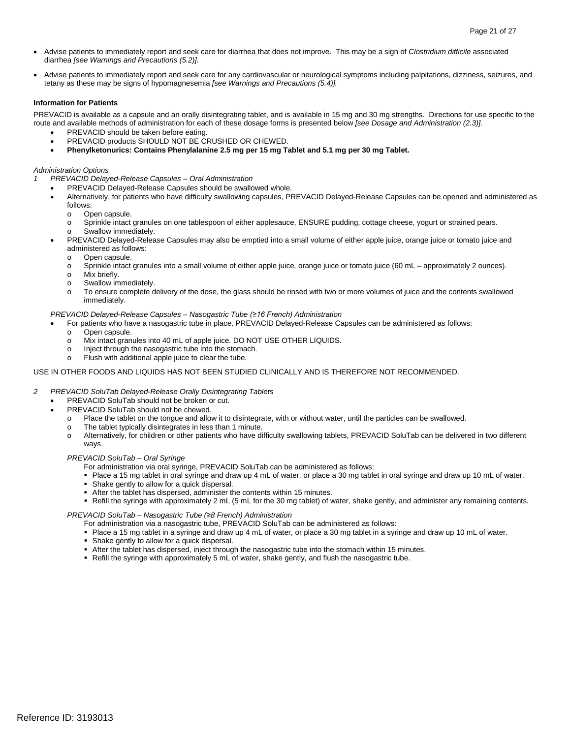- Advise patients to immediately report and seek care for diarrhea that does not improve. This may be a sign of *Clostridium difficile* associated diarrhea *[see Warnings and Precautions (5.2)].*
- Advise patients to immediately report and seek care for any cardiovascular or neurological symptoms including palpitations, dizziness, seizures, and tetany as these may be signs of hypomagnesemia *[see Warnings and Precautions (5.4)].*

**Information for Patients**

PREVACID is available as a capsule and an orally disintegrating tablet, and is available in 15 mg and 30 mg strengths. Directions for use specific to the route and available methods of administration for each of these dosage forms is presented below *[see Dosage and Administration (2.3)].*

- PREVACID should be taken before eating.
- PREVACID products SHOULD NOT BE CRUSHED OR CHEWED.
- **Phenylketonurics: Contains Phenylalanine 2.5 mg per 15 mg Tablet and 5.1 mg per 30 mg Tablet.**

*Administration Options*

*1 PREVACID Delayed-Release Capsules – Oral Administration*

- PREVACID Delayed-Release Capsules should be swallowed whole.
- Alternatively, for patients who have difficulty swallowing capsules, PREVACID Delayed-Release Capsules can be opened and administered as follows:
  - Open capsule.
  - Sprinkle intact granules on one tablespoon of either applesauce, ENSURE pudding, cottage cheese, yogurt or strained pears.
  - Swallow immediately.
- PREVACID Delayed-Release Capsules may also be emptied into a small volume of either apple juice, orange juice or tomato juice and administered as follows:
  - Open capsule.
  - Sprinkle intact granules into a small volume of either apple juice, orange juice or tomato juice (60 mL – approximately 2 ounces).
  - Mix briefly.
  - Swallow immediately.
  - To ensure complete delivery of the dose, the glass should be rinsed with two or more volumes of juice and the contents swallowed immediately.

*PREVACID Delayed-Release Capsules – Nasogastric Tube (≥16 French) Administration*

- For patients who have a nasogastric tube in place, PREVACID Delayed-Release Capsules can be administered as follows:
  - Open capsule.
  - Mix intact granules into 40 mL of apple juice. DO NOT USE OTHER LIQUIDS.
  - Inject through the nasogastric tube into the stomach.
  - Flush with additional apple juice to clear the tube.

USE IN OTHER FOODS AND LIQUIDS HAS NOT BEEN STUDIED CLINICALLY AND IS THEREFORE NOT RECOMMENDED.

*2 PREVACID SoluTab Delayed-Release Orally Disintegrating Tablets*

- PREVACID SoluTab should not be broken or cut.
- PREVACID SoluTab should not be chewed.
  - Place the tablet on the tongue and allow it to disintegrate, with or without water, until the particles can be swallowed.
  - The tablet typically disintegrates in less than 1 minute.
  - Alternatively, for children or other patients who have difficulty swallowing tablets, PREVACID SoluTab can be delivered in two different ways.

*PREVACID SoluTab – Oral Syringe*

For administration via oral syringe, PREVACID SoluTab can be administered as follows:

- Place a 15 mg tablet in oral syringe and draw up 4 mL of water, or place a 30 mg tablet in oral syringe and draw up 10 mL of water.
- Shake gently to allow for a quick dispersal.
- After the tablet has dispersed, administer the contents within 15 minutes.
- Refill the syringe with approximately 2 mL (5 mL for the 30 mg tablet) of water, shake gently, and administer any remaining contents.

*PREVACID SoluTab – Nasogastric Tube (≥8 French) Administration*

For administration via a nasogastric tube, PREVACID SoluTab can be administered as follows:

- Place a 15 mg tablet in a syringe and draw up 4 mL of water, or place a 30 mg tablet in a syringe and draw up 10 mL of water.
- Shake gently to allow for a quick dispersal.
- After the tablet has dispersed, inject through the nasogastric tube into the stomach within 15 minutes.
- Refill the syringe with approximately 5 mL of water, shake gently, and flush the nasogastric tube.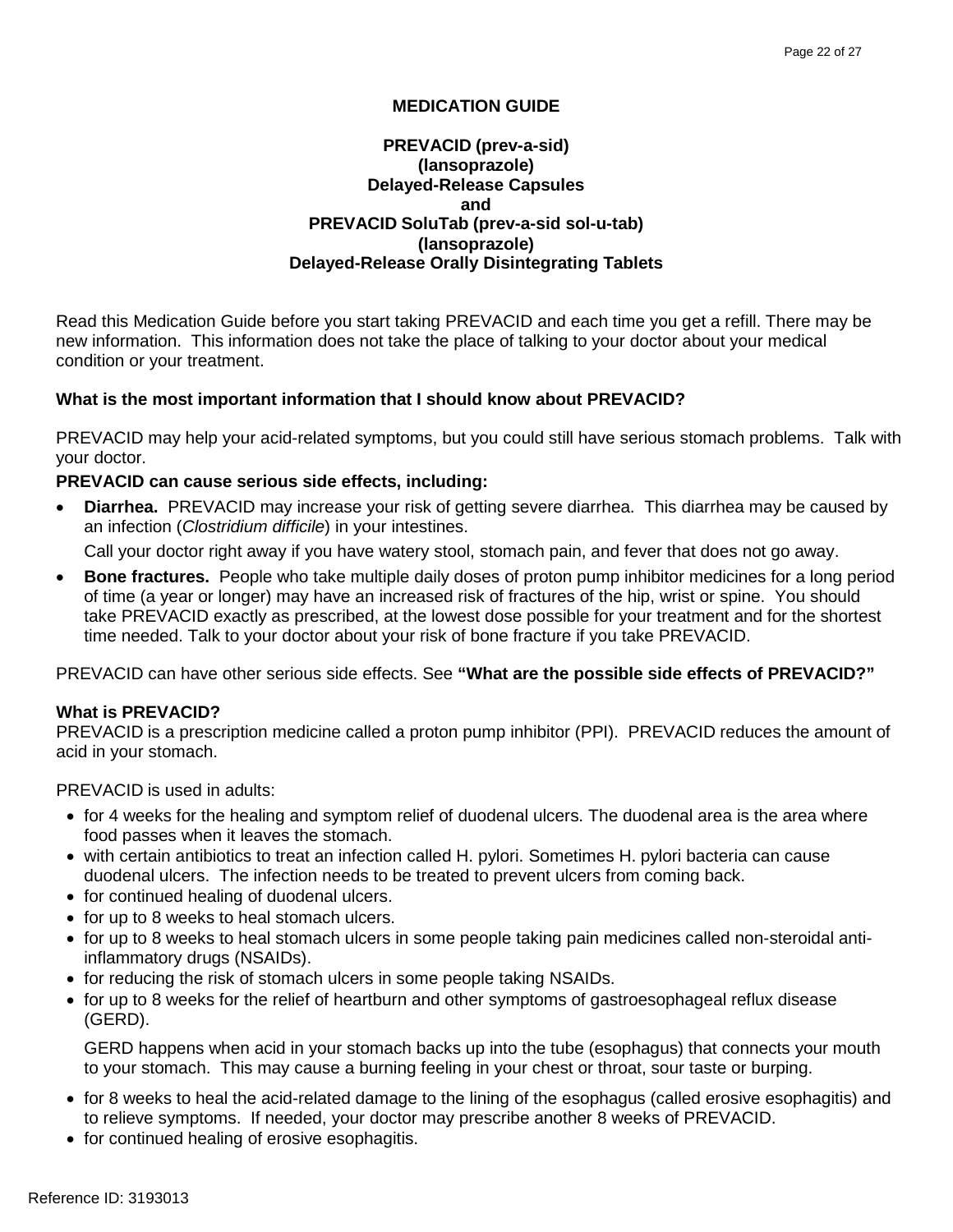# MEDICATION GUIDE

## PREVACID (prev-a-sid)
## (lansoprazole)
## Delayed-Release Capsules
## and
## PREVACID SoluTab (prev-a-sid sol-u-tab)
## (lansoprazole)
## Delayed-Release Orally Disintegrating Tablets

Read this Medication Guide before you start taking PREVACID and each time you get a refill. There may be new information. This information does not take the place of talking to your doctor about your medical condition or your treatment.

**What is the most important information that I should know about PREVACID?**

PREVACID may help your acid-related symptoms, but you could still have serious stomach problems. Talk with your doctor.

**PREVACID can cause serious side effects, including:**

- **Diarrhea.** PREVACID may increase your risk of getting severe diarrhea. This diarrhea may be caused by an infection (*Clostridium difficile*) in your intestines.

  Call your doctor right away if you have watery stool, stomach pain, and fever that does not go away.
- **Bone fractures.** People who take multiple daily doses of proton pump inhibitor medicines for a long period of time (a year or longer) may have an increased risk of fractures of the hip, wrist or spine. You should take PREVACID exactly as prescribed, at the lowest dose possible for your treatment and for the shortest time needed. Talk to your doctor about your risk of bone fracture if you take PREVACID.

PREVACID can have other serious side effects. See **"What are the possible side effects of PREVACID?"**

**What is PREVACID?**

PREVACID is a prescription medicine called a proton pump inhibitor (PPI). PREVACID reduces the amount of acid in your stomach.

PREVACID is used in adults:

- for 4 weeks for the healing and symptom relief of duodenal ulcers. The duodenal area is the area where food passes when it leaves the stomach.
- with certain antibiotics to treat an infection called H. pylori. Sometimes H. pylori bacteria can cause duodenal ulcers. The infection needs to be treated to prevent ulcers from coming back.
- for continued healing of duodenal ulcers.
- for up to 8 weeks to heal stomach ulcers.
- for up to 8 weeks to heal stomach ulcers in some people taking pain medicines called non-steroidal anti-inflammatory drugs (NSAIDs).
- for reducing the risk of stomach ulcers in some people taking NSAIDs.
- for up to 8 weeks for the relief of heartburn and other symptoms of gastroesophageal reflux disease (GERD).

  GERD happens when acid in your stomach backs up into the tube (esophagus) that connects your mouth to your stomach. This may cause a burning feeling in your chest or throat, sour taste or burping.
- for 8 weeks to heal the acid-related damage to the lining of the esophagus (called erosive esophagitis) and to relieve symptoms. If needed, your doctor may prescribe another 8 weeks of PREVACID.
- for continued healing of erosive esophagitis.

Reference ID: 3193013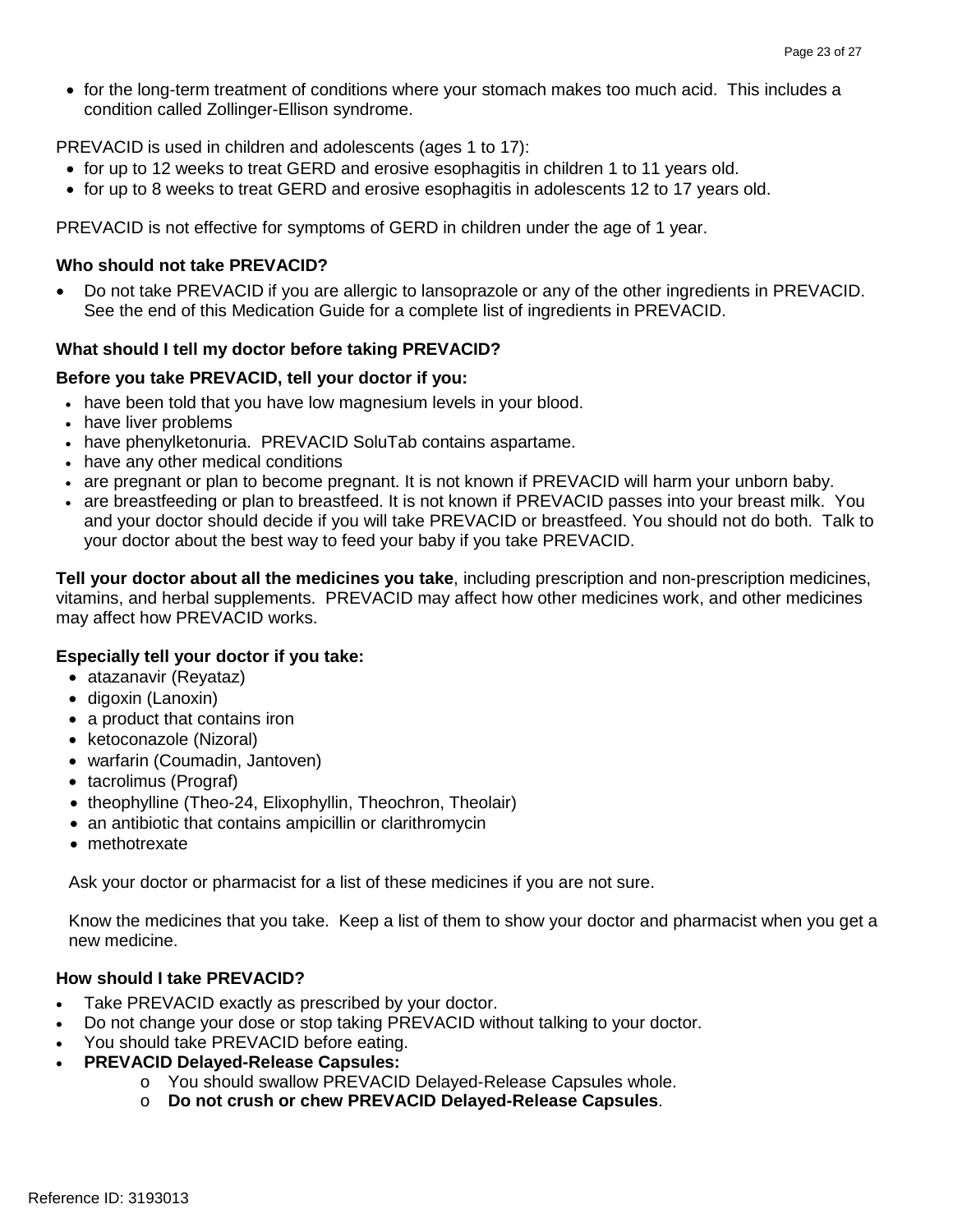- for the long-term treatment of conditions where your stomach makes too much acid. This includes a condition called Zollinger-Ellison syndrome.

PREVACID is used in children and adolescents (ages 1 to 17):

- for up to 12 weeks to treat GERD and erosive esophagitis in children 1 to 11 years old.
- for up to 8 weeks to treat GERD and erosive esophagitis in adolescents 12 to 17 years old.

PREVACID is not effective for symptoms of GERD in children under the age of 1 year.

**Who should not take PREVACID?**

- Do not take PREVACID if you are allergic to lansoprazole or any of the other ingredients in PREVACID. See the end of this Medication Guide for a complete list of ingredients in PREVACID.

**What should I tell my doctor before taking PREVACID?**

**Before you take PREVACID, tell your doctor if you:**

- have been told that you have low magnesium levels in your blood.
- have liver problems
- have phenylketonuria. PREVACID SoluTab contains aspartame.
- have any other medical conditions
- are pregnant or plan to become pregnant. It is not known if PREVACID will harm your unborn baby.
- are breastfeeding or plan to breastfeed. It is not known if PREVACID passes into your breast milk. You and your doctor should decide if you will take PREVACID or breastfeed. You should not do both. Talk to your doctor about the best way to feed your baby if you take PREVACID.

**Tell your doctor about all the medicines you take**, including prescription and non-prescription medicines, vitamins, and herbal supplements. PREVACID may affect how other medicines work, and other medicines may affect how PREVACID works.

**Especially tell your doctor if you take:**

- atazanavir (Reyataz)
- digoxin (Lanoxin)
- a product that contains iron
- ketoconazole (Nizoral)
- warfarin (Coumadin, Jantoven)
- tacrolimus (Prograf)
- theophylline (Theo-24, Elixophyllin, Theochron, Theolair)
- an antibiotic that contains ampicillin or clarithromycin
- methotrexate

Ask your doctor or pharmacist for a list of these medicines if you are not sure.

Know the medicines that you take. Keep a list of them to show your doctor and pharmacist when you get a new medicine.

**How should I take PREVACID?**

- Take PREVACID exactly as prescribed by your doctor.
- Do not change your dose or stop taking PREVACID without talking to your doctor.
- You should take PREVACID before eating.
- **PREVACID Delayed-Release Capsules:**
  - You should swallow PREVACID Delayed-Release Capsules whole.
  - **Do not crush or chew PREVACID Delayed-Release Capsules**.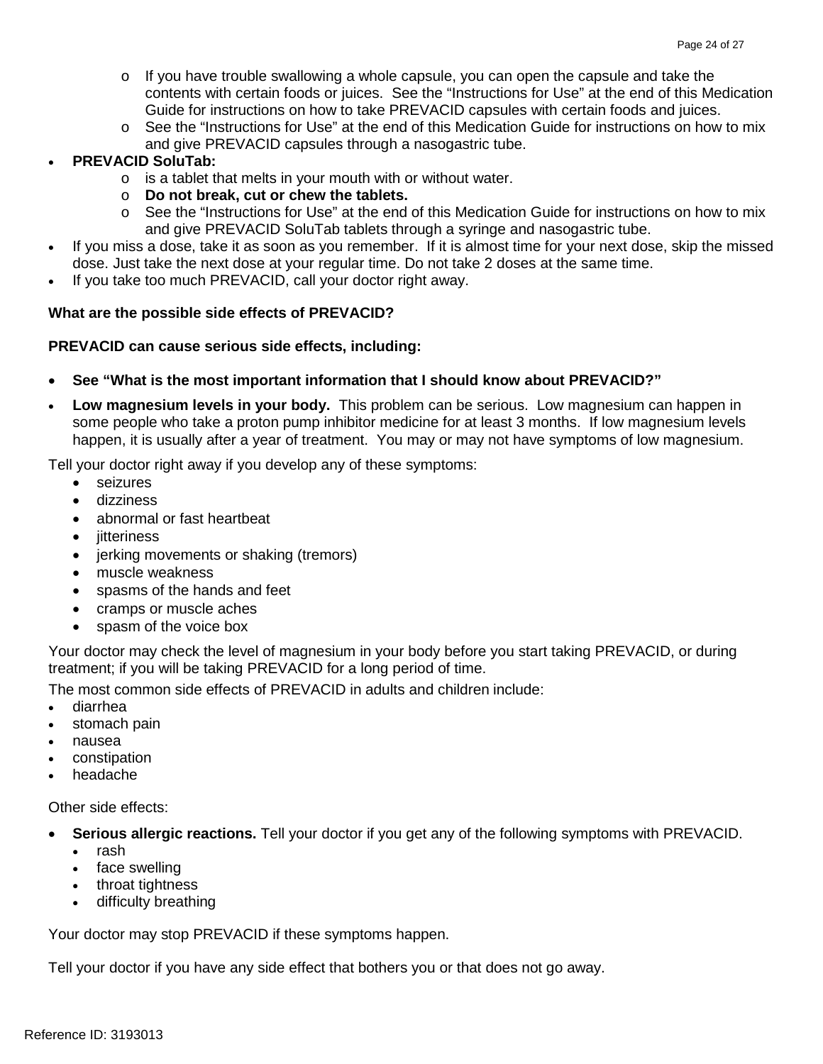- If you have trouble swallowing a whole capsule, you can open the capsule and take the contents with certain foods or juices. See the "Instructions for Use" at the end of this Medication Guide for instructions on how to take PREVACID capsules with certain foods and juices.
  - See the "Instructions for Use" at the end of this Medication Guide for instructions on how to mix and give PREVACID capsules through a nasogastric tube.
- **PREVACID SoluTab:**
  - is a tablet that melts in your mouth with or without water.
  - **Do not break, cut or chew the tablets.**
  - See the "Instructions for Use" at the end of this Medication Guide for instructions on how to mix and give PREVACID SoluTab tablets through a syringe and nasogastric tube.
- If you miss a dose, take it as soon as you remember. If it is almost time for your next dose, skip the missed dose. Just take the next dose at your regular time. Do not take 2 doses at the same time.
- If you take too much PREVACID, call your doctor right away.

**What are the possible side effects of PREVACID?**

**PREVACID can cause serious side effects, including:**

- **See "What is the most important information that I should know about PREVACID?"**
- **Low magnesium levels in your body.** This problem can be serious. Low magnesium can happen in some people who take a proton pump inhibitor medicine for at least 3 months. If low magnesium levels happen, it is usually after a year of treatment. You may or may not have symptoms of low magnesium.

Tell your doctor right away if you develop any of these symptoms:

- seizures
- dizziness
- abnormal or fast heartbeat
- jitteriness
- jerking movements or shaking (tremors)
- muscle weakness
- spasms of the hands and feet
- cramps or muscle aches
- spasm of the voice box

Your doctor may check the level of magnesium in your body before you start taking PREVACID, or during treatment; if you will be taking PREVACID for a long period of time.

The most common side effects of PREVACID in adults and children include:

- diarrhea
- stomach pain
- nausea
- constipation
- headache

Other side effects:

- **Serious allergic reactions.** Tell your doctor if you get any of the following symptoms with PREVACID.
  - rash
  - face swelling
  - throat tightness
  - difficulty breathing

Your doctor may stop PREVACID if these symptoms happen.

Tell your doctor if you have any side effect that bothers you or that does not go away.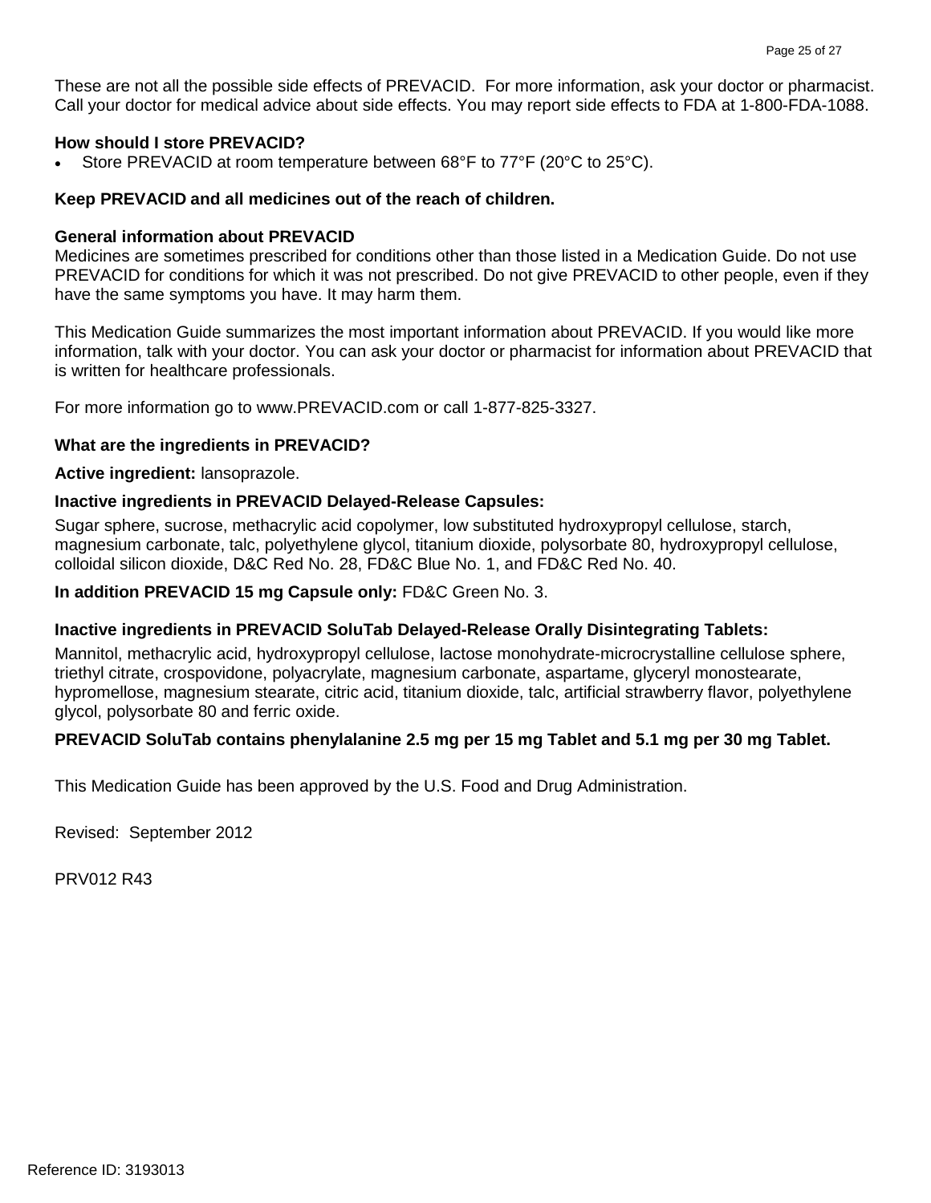These are not all the possible side effects of PREVACID. For more information, ask your doctor or pharmacist. Call your doctor for medical advice about side effects. You may report side effects to FDA at 1-800-FDA-1088.

**How should I store PREVACID?**

- Store PREVACID at room temperature between 68°F to 77°F (20°C to 25°C).

**Keep PREVACID and all medicines out of the reach of children.**

**General information about PREVACID**

Medicines are sometimes prescribed for conditions other than those listed in a Medication Guide. Do not use PREVACID for conditions for which it was not prescribed. Do not give PREVACID to other people, even if they have the same symptoms you have. It may harm them.

This Medication Guide summarizes the most important information about PREVACID. If you would like more information, talk with your doctor. You can ask your doctor or pharmacist for information about PREVACID that is written for healthcare professionals.

For more information go to www.PREVACID.com or call 1-877-825-3327.

**What are the ingredients in PREVACID?**

**Active ingredient:** lansoprazole.

**Inactive ingredients in PREVACID Delayed-Release Capsules:**

Sugar sphere, sucrose, methacrylic acid copolymer, low substituted hydroxypropyl cellulose, starch, magnesium carbonate, talc, polyethylene glycol, titanium dioxide, polysorbate 80, hydroxypropyl cellulose, colloidal silicon dioxide, D&C Red No. 28, FD&C Blue No. 1, and FD&C Red No. 40.

**In addition PREVACID 15 mg Capsule only:** FD&C Green No. 3.

**Inactive ingredients in PREVACID SoluTab Delayed-Release Orally Disintegrating Tablets:**

Mannitol, methacrylic acid, hydroxypropyl cellulose, lactose monohydrate-microcrystalline cellulose sphere, triethyl citrate, crospovidone, polyacrylate, magnesium carbonate, aspartame, glyceryl monostearate, hypromellose, magnesium stearate, citric acid, titanium dioxide, talc, artificial strawberry flavor, polyethylene glycol, polysorbate 80 and ferric oxide.

**PREVACID SoluTab contains phenylalanine 2.5 mg per 15 mg Tablet and 5.1 mg per 30 mg Tablet.**

This Medication Guide has been approved by the U.S. Food and Drug Administration.

Revised: September 2012

PRV012 R43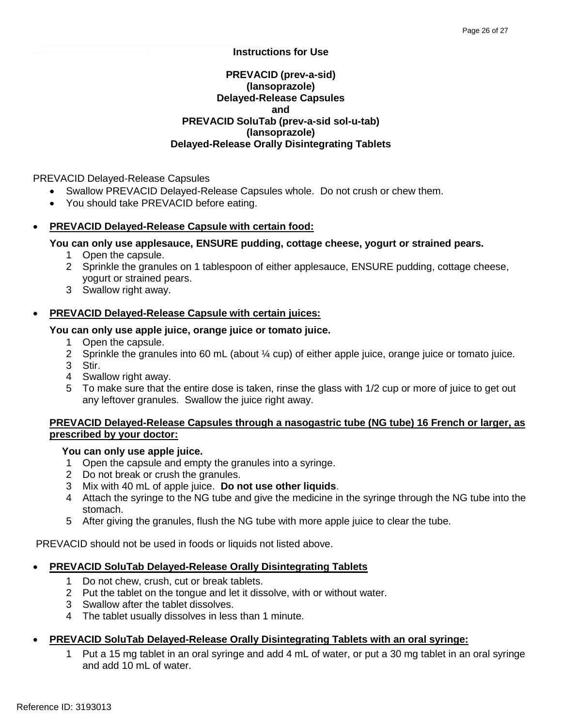**Instructions for Use**

**PREVACID (prev-a-sid)**
**(lansoprazole)**
**Delayed-Release Capsules**
**and**
**PREVACID SoluTab (prev-a-sid sol-u-tab)**
**(lansoprazole)**
**Delayed-Release Orally Disintegrating Tablets**

PREVACID Delayed-Release Capsules

- Swallow PREVACID Delayed-Release Capsules whole. Do not crush or chew them.
- You should take PREVACID before eating.

- **PREVACID Delayed-Release Capsule with certain food:**

  **You can only use applesauce, ENSURE pudding, cottage cheese, yogurt or strained pears.**

  1. Open the capsule.
  2. Sprinkle the granules on 1 tablespoon of either applesauce, ENSURE pudding, cottage cheese, yogurt or strained pears.
  3. Swallow right away.

- **PREVACID Delayed-Release Capsule with certain juices:**

  **You can only use apple juice, orange juice or tomato juice.**

  1. Open the capsule.
  2. Sprinkle the granules into 60 mL (about ¼ cup) of either apple juice, orange juice or tomato juice.
  3. Stir.
  4. Swallow right away.
  5. To make sure that the entire dose is taken, rinse the glass with 1/2 cup or more of juice to get out any leftover granules. Swallow the juice right away.

**PREVACID Delayed-Release Capsules through a nasogastric tube (NG tube) 16 French or larger, as prescribed by your doctor:**

**You can only use apple juice.**

1. Open the capsule and empty the granules into a syringe.
2. Do not break or crush the granules.
3. Mix with 40 mL of apple juice. **Do not use other liquids**.
4. Attach the syringe to the NG tube and give the medicine in the syringe through the NG tube into the stomach.
5. After giving the granules, flush the NG tube with more apple juice to clear the tube.

PREVACID should not be used in foods or liquids not listed above.

- **PREVACID SoluTab Delayed-Release Orally Disintegrating Tablets**
  1. Do not chew, crush, cut or break tablets.
  2. Put the tablet on the tongue and let it dissolve, with or without water.
  3. Swallow after the tablet dissolves.
  4. The tablet usually dissolves in less than 1 minute.

- **PREVACID SoluTab Delayed-Release Orally Disintegrating Tablets with an oral syringe:**
  1. Put a 15 mg tablet in an oral syringe and add 4 mL of water, or put a 30 mg tablet in an oral syringe and add 10 mL of water.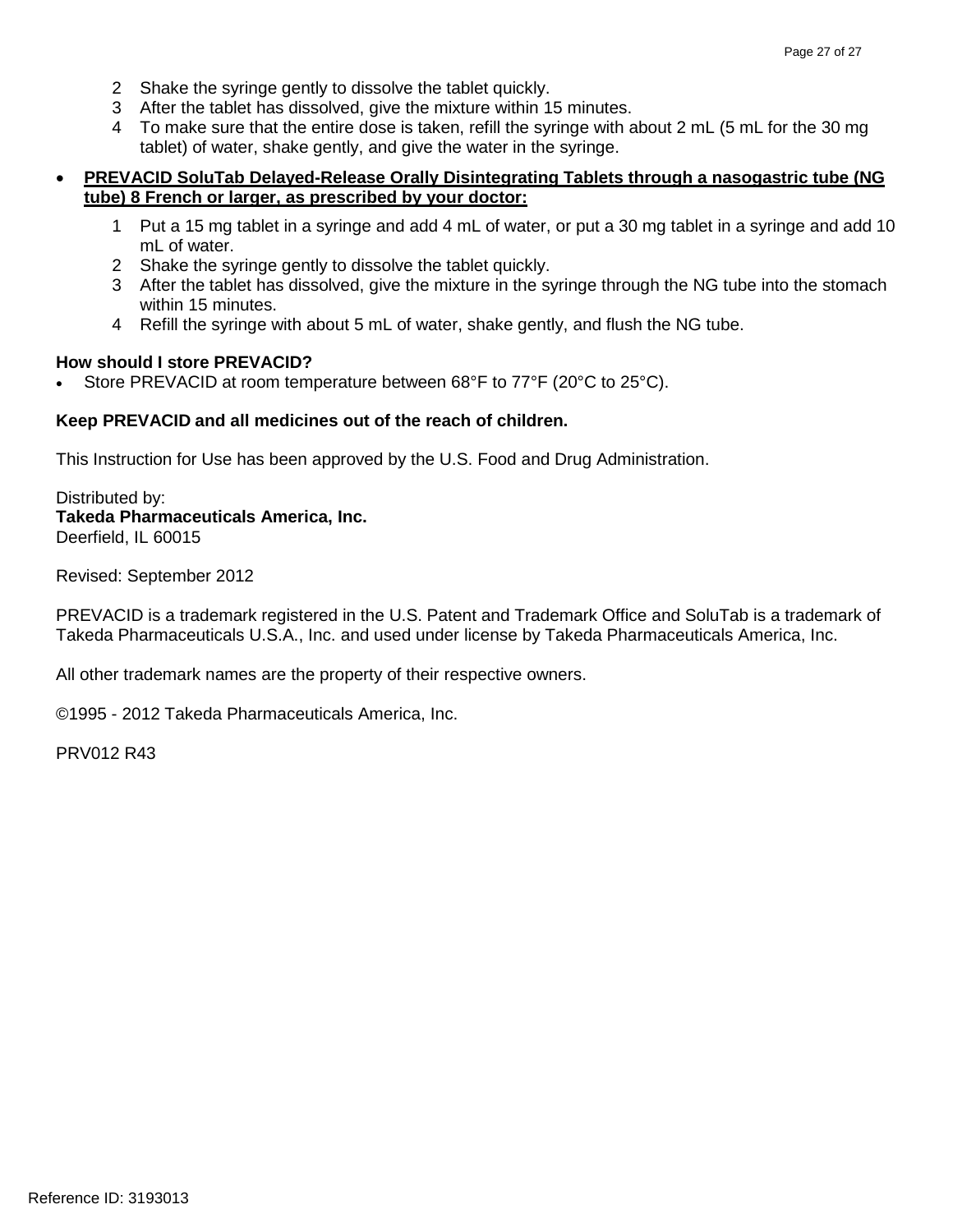2. Shake the syringe gently to dissolve the tablet quickly.
3. After the tablet has dissolved, give the mixture within 15 minutes.
4. To make sure that the entire dose is taken, refill the syringe with about 2 mL (5 mL for the 30 mg tablet) of water, shake gently, and give the water in the syringe.

- **PREVACID SoluTab Delayed-Release Orally Disintegrating Tablets through a nasogastric tube (NG tube) 8 French or larger, as prescribed by your doctor:**

  1. Put a 15 mg tablet in a syringe and add 4 mL of water, or put a 30 mg tablet in a syringe and add 10 mL of water.
  2. Shake the syringe gently to dissolve the tablet quickly.
  3. After the tablet has dissolved, give the mixture in the syringe through the NG tube into the stomach within 15 minutes.
  4. Refill the syringe with about 5 mL of water, shake gently, and flush the NG tube.

**How should I store PREVACID?**

- Store PREVACID at room temperature between 68°F to 77°F (20°C to 25°C).

**Keep PREVACID and all medicines out of the reach of children.**

This Instruction for Use has been approved by the U.S. Food and Drug Administration.

Distributed by:
**Takeda Pharmaceuticals America, Inc.**
Deerfield, IL 60015

Revised: September 2012

PREVACID is a trademark registered in the U.S. Patent and Trademark Office and SoluTab is a trademark of Takeda Pharmaceuticals U.S.A., Inc. and used under license by Takeda Pharmaceuticals America, Inc.

All other trademark names are the property of their respective owners.

©1995 - 2012 Takeda Pharmaceuticals America, Inc.

PRV012 R43